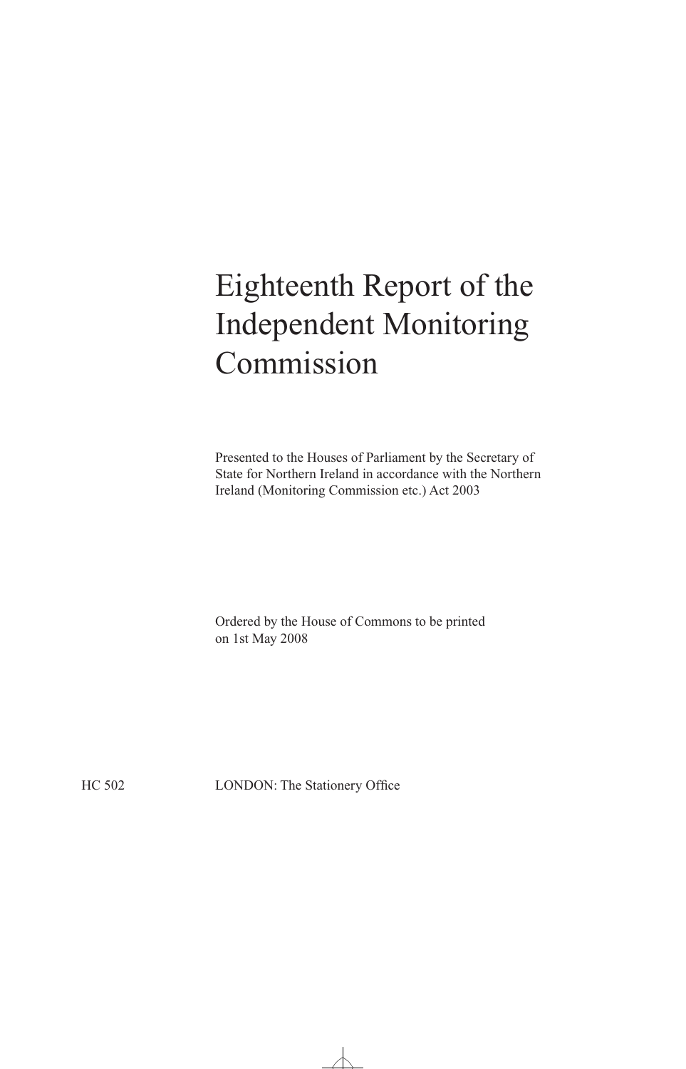# Eighteenth Report of the Independent Monitoring Commission

Presented to the Houses of Parliament by the Secretary of State for Northern Ireland in accordance with the Northern Ireland (Monitoring Commission etc.) Act 2003

Ordered by the House of Commons to be printed on 1st May 2008

HC 502 LONDON: The Stationery Office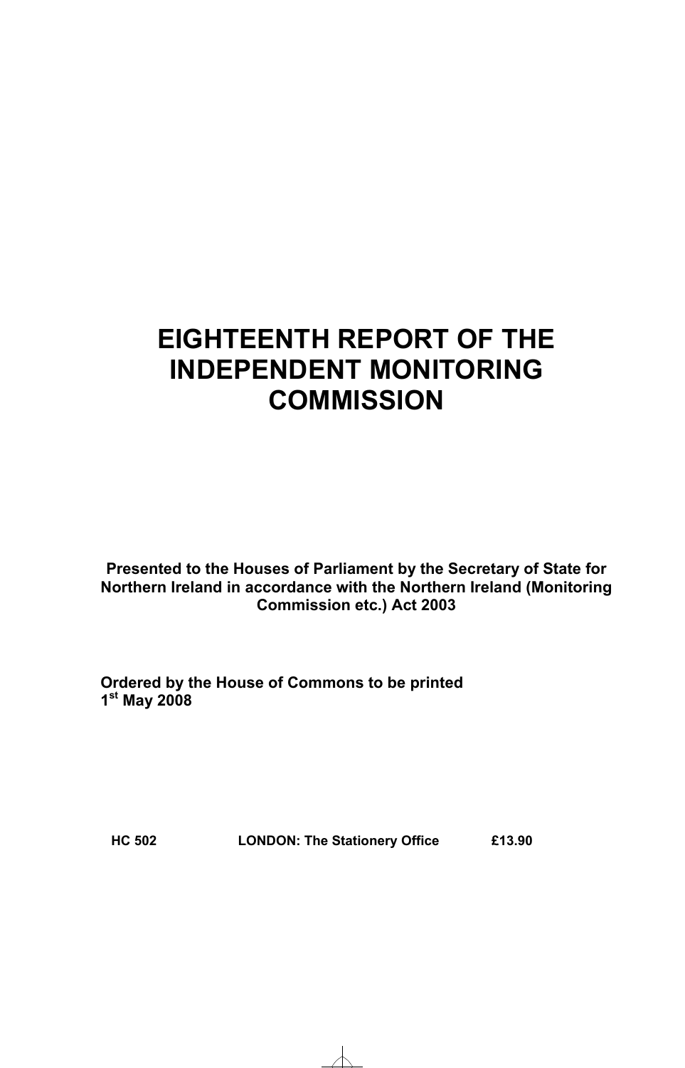# EIGHTEENTH REPORT OF THE INDEPENDENT MONITORING COMMISSION

**Presented to the Houses of Parliament by the Secretary of State for Northern Ireland in accordance with the Northern Ireland (Monitoring Commission etc.) Act 2003**

**Ordered by the House of Commons to be printed 1st May 2008**

**HC 502 LONDON: The Stationery Office £13.90**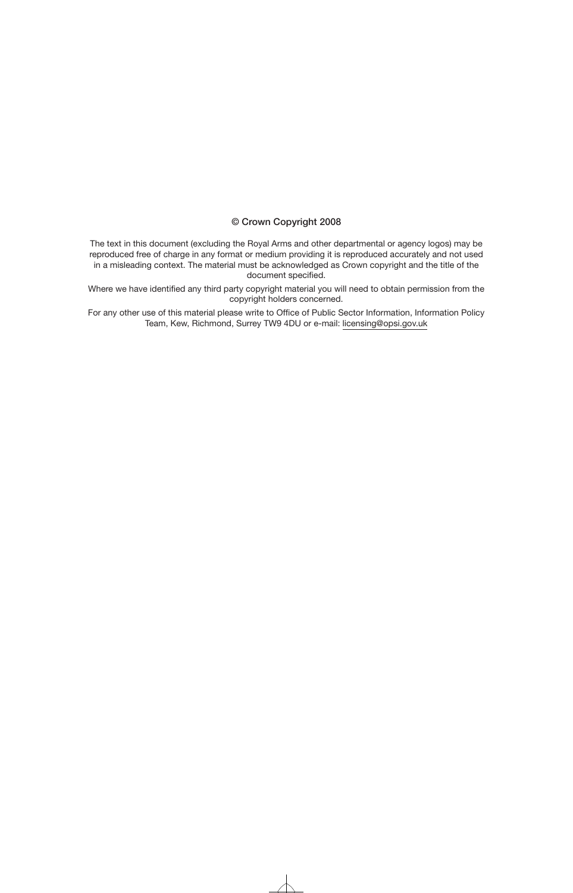© Crown Copyright 2008

The text in this document (excluding the Royal Arms and other departmental or agency logos) may be reproduced free of charge in any format or medium providing it is reproduced accurately and not used in a misleading context. The material must be acknowledged as Crown copyright and the title of the document specified.

Where we have identified any third party copyright material you will need to obtain permission from the copyright holders concerned.

For any other use of this material please write to Office of Public Sector Information, Information Policy Team, Kew, Richmond, Surrey TW9 4DU or e-mail: licensing@opsi.gov.uk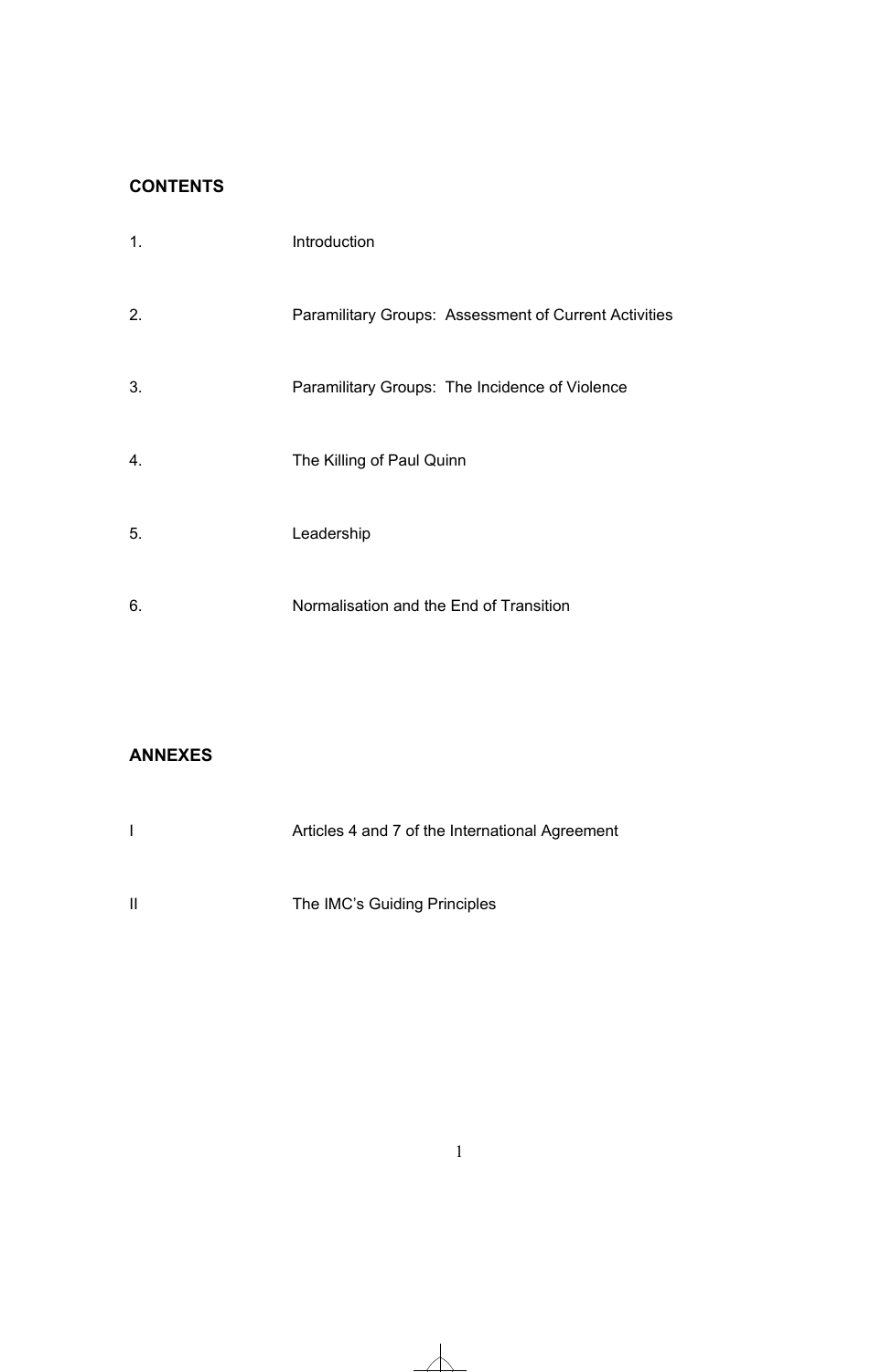## CONTENTS

| | |
|---|---|
| 1. | Introduction |
| 2. | Paramilitary Groups: Assessment of Current Activities |
| 3. | Paramilitary Groups: The Incidence of Violence |
| 4. | The Killing of Paul Quinn |
| 5. | Leadership |
| 6. | Normalisation and the End of Transition |

## ANNEXES

| | |
|---|---|
| I | Articles 4 and 7 of the International Agreement |
| II | The IMC's Guiding Principles |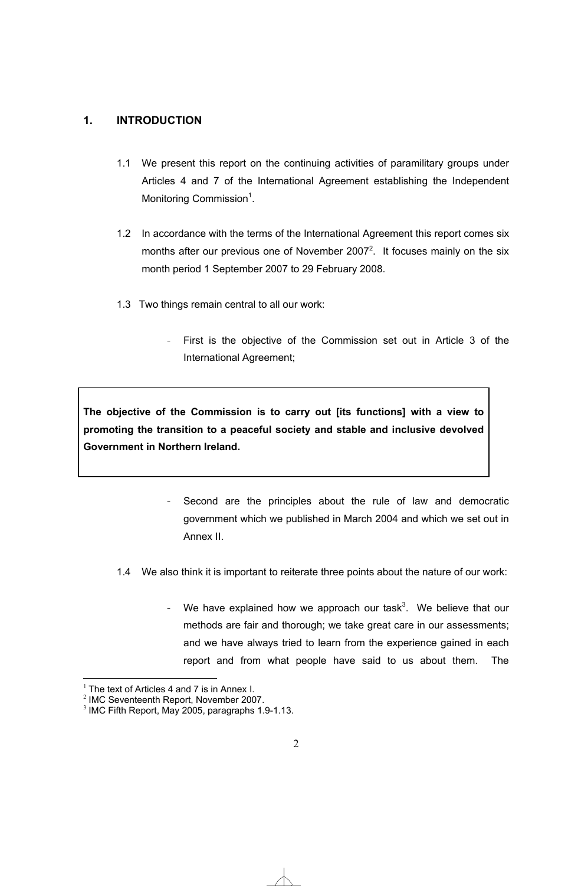## 1. INTRODUCTION

1.1 We present this report on the continuing activities of paramilitary groups under Articles 4 and 7 of the International Agreement establishing the Independent Monitoring Commission[1].

1.2 In accordance with the terms of the International Agreement this report comes six months after our previous one of November 2007[2]. It focuses mainly on the six month period 1 September 2007 to 29 February 2008.

1.3 Two things remain central to all our work:

- First is the objective of the Commission set out in Article 3 of the International Agreement;

> **The objective of the Commission is to carry out [its functions] with a view to promoting the transition to a peaceful society and stable and inclusive devolved Government in Northern Ireland.**

- Second are the principles about the rule of law and democratic government which we published in March 2004 and which we set out in Annex II.

1.4 We also think it is important to reiterate three points about the nature of our work:

- We have explained how we approach our task[3]. We believe that our methods are fair and thorough; we take great care in our assessments; and we have always tried to learn from the experience gained in each report and from what people have said to us about them. The

---

[1] The text of Articles 4 and 7 is in Annex I.
[2] IMC Seventeenth Report, November 2007.
[3] IMC Fifth Report, May 2005, paragraphs 1.9-1.13.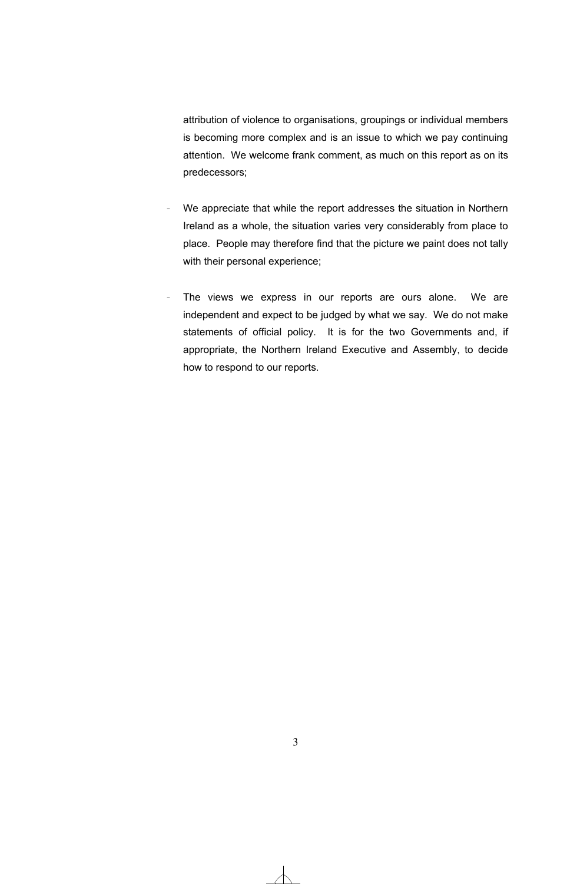attribution of violence to organisations, groupings or individual members is becoming more complex and is an issue to which we pay continuing attention. We welcome frank comment, as much on this report as on its predecessors;

- We appreciate that while the report addresses the situation in Northern Ireland as a whole, the situation varies very considerably from place to place. People may therefore find that the picture we paint does not tally with their personal experience;

- The views we express in our reports are ours alone. We are independent and expect to be judged by what we say. We do not make statements of official policy. It is for the two Governments and, if appropriate, the Northern Ireland Executive and Assembly, to decide how to respond to our reports.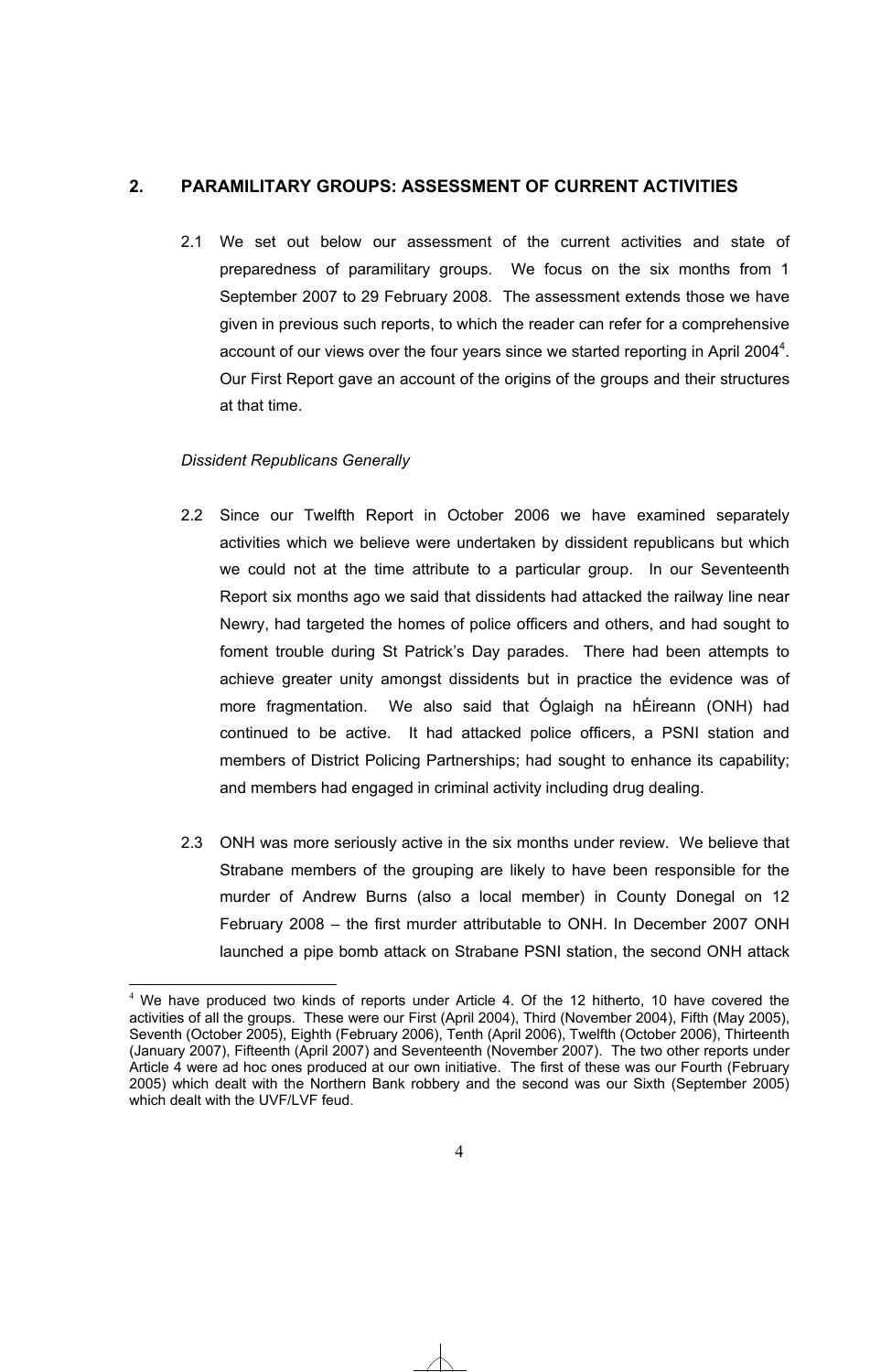## 2. PARAMILITARY GROUPS: ASSESSMENT OF CURRENT ACTIVITIES

2.1 We set out below our assessment of the current activities and state of preparedness of paramilitary groups. We focus on the six months from 1 September 2007 to 29 February 2008. The assessment extends those we have given in previous such reports, to which the reader can refer for a comprehensive account of our views over the four years since we started reporting in April 2004[4]. Our First Report gave an account of the origins of the groups and their structures at that time.

*Dissident Republicans Generally*

2.2 Since our Twelfth Report in October 2006 we have examined separately activities which we believe were undertaken by dissident republicans but which we could not at the time attribute to a particular group. In our Seventeenth Report six months ago we said that dissidents had attacked the railway line near Newry, had targeted the homes of police officers and others, and had sought to foment trouble during St Patrick's Day parades. There had been attempts to achieve greater unity amongst dissidents but in practice the evidence was of more fragmentation. We also said that Óglaigh na hÉireann (ONH) had continued to be active. It had attacked police officers, a PSNI station and members of District Policing Partnerships; had sought to enhance its capability; and members had engaged in criminal activity including drug dealing.

2.3 ONH was more seriously active in the six months under review. We believe that Strabane members of the grouping are likely to have been responsible for the murder of Andrew Burns (also a local member) in County Donegal on 12 February 2008 – the first murder attributable to ONH. In December 2007 ONH launched a pipe bomb attack on Strabane PSNI station, the second ONH attack

---

[4] We have produced two kinds of reports under Article 4. Of the 12 hitherto, 10 have covered the activities of all the groups. These were our First (April 2004), Third (November 2004), Fifth (May 2005), Seventh (October 2005), Eighth (February 2006), Tenth (April 2006), Twelfth (October 2006), Thirteenth (January 2007), Fifteenth (April 2007) and Seventeenth (November 2007). The two other reports under Article 4 were ad hoc ones produced at our own initiative. The first of these was our Fourth (February 2005) which dealt with the Northern Bank robbery and the second was our Sixth (September 2005) which dealt with the UVF/LVF feud.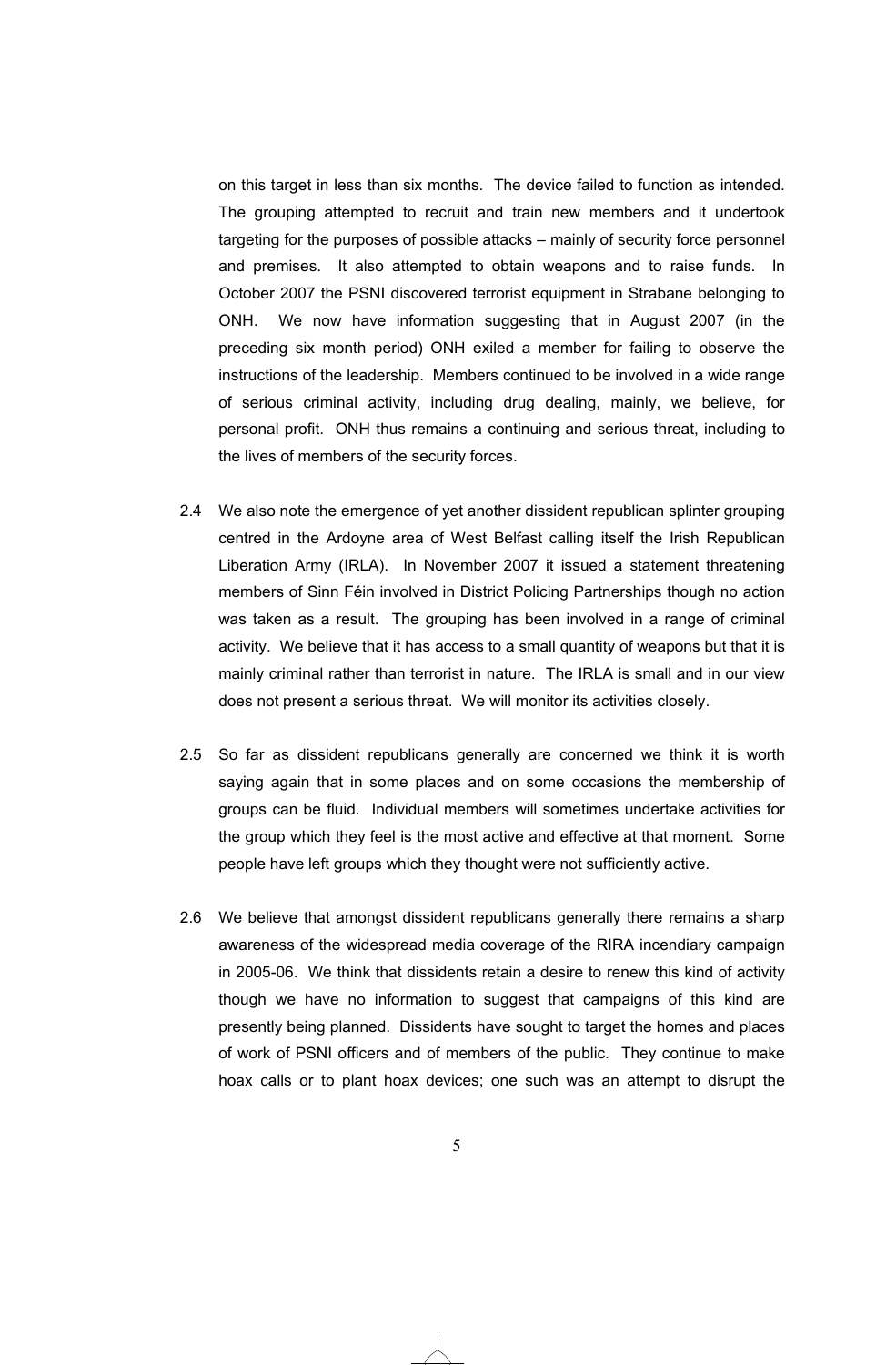on this target in less than six months. The device failed to function as intended. The grouping attempted to recruit and train new members and it undertook targeting for the purposes of possible attacks – mainly of security force personnel and premises. It also attempted to obtain weapons and to raise funds. In October 2007 the PSNI discovered terrorist equipment in Strabane belonging to ONH. We now have information suggesting that in August 2007 (in the preceding six month period) ONH exiled a member for failing to observe the instructions of the leadership. Members continued to be involved in a wide range of serious criminal activity, including drug dealing, mainly, we believe, for personal profit. ONH thus remains a continuing and serious threat, including to the lives of members of the security forces.

2.4 We also note the emergence of yet another dissident republican splinter grouping centred in the Ardoyne area of West Belfast calling itself the Irish Republican Liberation Army (IRLA). In November 2007 it issued a statement threatening members of Sinn Féin involved in District Policing Partnerships though no action was taken as a result. The grouping has been involved in a range of criminal activity. We believe that it has access to a small quantity of weapons but that it is mainly criminal rather than terrorist in nature. The IRLA is small and in our view does not present a serious threat. We will monitor its activities closely.

2.5 So far as dissident republicans generally are concerned we think it is worth saying again that in some places and on some occasions the membership of groups can be fluid. Individual members will sometimes undertake activities for the group which they feel is the most active and effective at that moment. Some people have left groups which they thought were not sufficiently active.

2.6 We believe that amongst dissident republicans generally there remains a sharp awareness of the widespread media coverage of the RIRA incendiary campaign in 2005-06. We think that dissidents retain a desire to renew this kind of activity though we have no information to suggest that campaigns of this kind are presently being planned. Dissidents have sought to target the homes and places of work of PSNI officers and of members of the public. They continue to make hoax calls or to plant hoax devices; one such was an attempt to disrupt the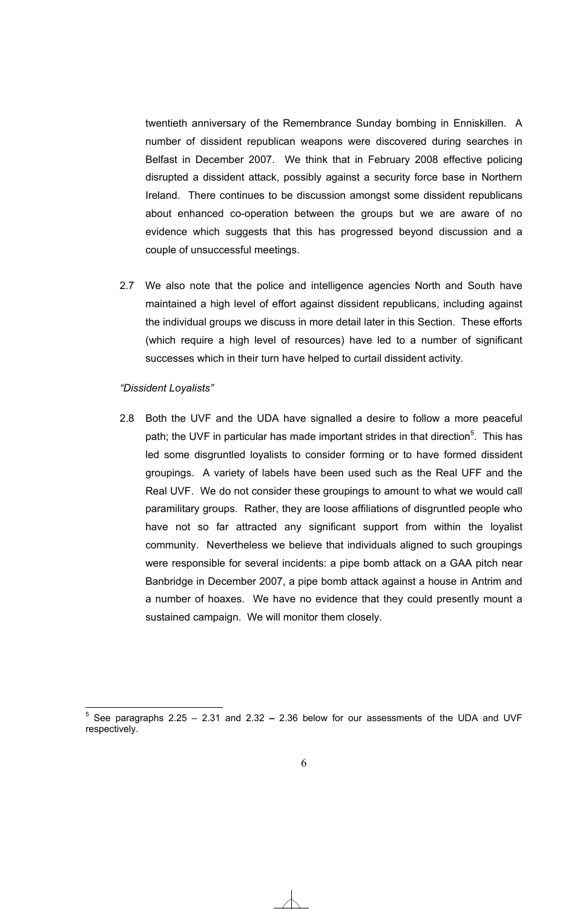twentieth anniversary of the Remembrance Sunday bombing in Enniskillen. A number of dissident republican weapons were discovered during searches in Belfast in December 2007. We think that in February 2008 effective policing disrupted a dissident attack, possibly against a security force base in Northern Ireland. There continues to be discussion amongst some dissident republicans about enhanced co-operation between the groups but we are aware of no evidence which suggests that this has progressed beyond discussion and a couple of unsuccessful meetings.

2.7 We also note that the police and intelligence agencies North and South have maintained a high level of effort against dissident republicans, including against the individual groups we discuss in more detail later in this Section. These efforts (which require a high level of resources) have led to a number of significant successes which in their turn have helped to curtail dissident activity.

*"Dissident Loyalists"*

2.8 Both the UVF and the UDA have signalled a desire to follow a more peaceful path; the UVF in particular has made important strides in that direction[5]. This has led some disgruntled loyalists to consider forming or to have formed dissident groupings. A variety of labels have been used such as the Real UFF and the Real UVF. We do not consider these groupings to amount to what we would call paramilitary groups. Rather, they are loose affiliations of disgruntled people who have not so far attracted any significant support from within the loyalist community. Nevertheless we believe that individuals aligned to such groupings were responsible for several incidents: a pipe bomb attack on a GAA pitch near Banbridge in December 2007, a pipe bomb attack against a house in Antrim and a number of hoaxes. We have no evidence that they could presently mount a sustained campaign. We will monitor them closely.

[5] See paragraphs 2.25 – 2.31 and 2.32 – 2.36 below for our assessments of the UDA and UVF respectively.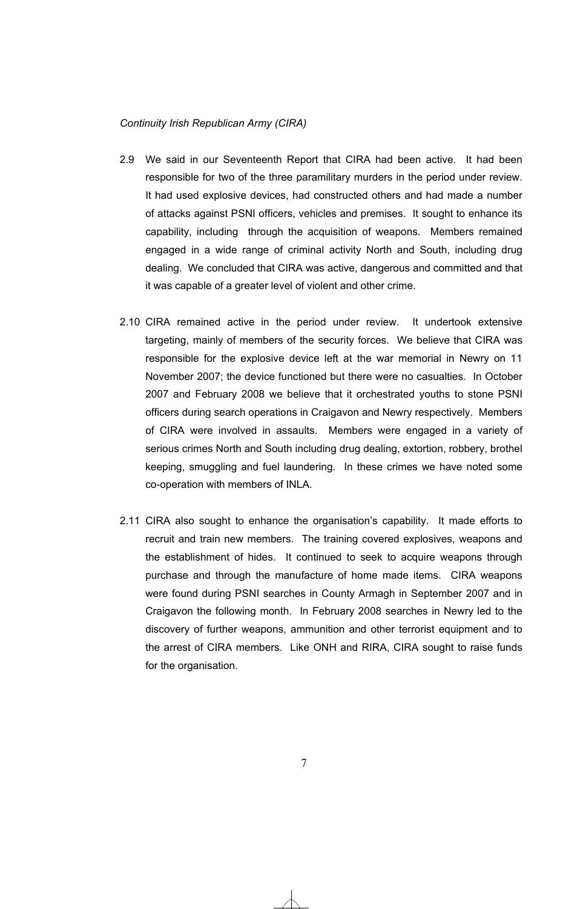*Continuity Irish Republican Army (CIRA)*

2.9 We said in our Seventeenth Report that CIRA had been active. It had been responsible for two of the three paramilitary murders in the period under review. It had used explosive devices, had constructed others and had made a number of attacks against PSNI officers, vehicles and premises. It sought to enhance its capability, including through the acquisition of weapons. Members remained engaged in a wide range of criminal activity North and South, including drug dealing. We concluded that CIRA was active, dangerous and committed and that it was capable of a greater level of violent and other crime.

2.10 CIRA remained active in the period under review. It undertook extensive targeting, mainly of members of the security forces. We believe that CIRA was responsible for the explosive device left at the war memorial in Newry on 11 November 2007; the device functioned but there were no casualties. In October 2007 and February 2008 we believe that it orchestrated youths to stone PSNI officers during search operations in Craigavon and Newry respectively. Members of CIRA were involved in assaults. Members were engaged in a variety of serious crimes North and South including drug dealing, extortion, robbery, brothel keeping, smuggling and fuel laundering. In these crimes we have noted some co-operation with members of INLA.

2.11 CIRA also sought to enhance the organisation's capability. It made efforts to recruit and train new members. The training covered explosives, weapons and the establishment of hides. It continued to seek to acquire weapons through purchase and through the manufacture of home made items. CIRA weapons were found during PSNI searches in County Armagh in September 2007 and in Craigavon the following month. In February 2008 searches in Newry led to the discovery of further weapons, ammunition and other terrorist equipment and to the arrest of CIRA members. Like ONH and RIRA, CIRA sought to raise funds for the organisation.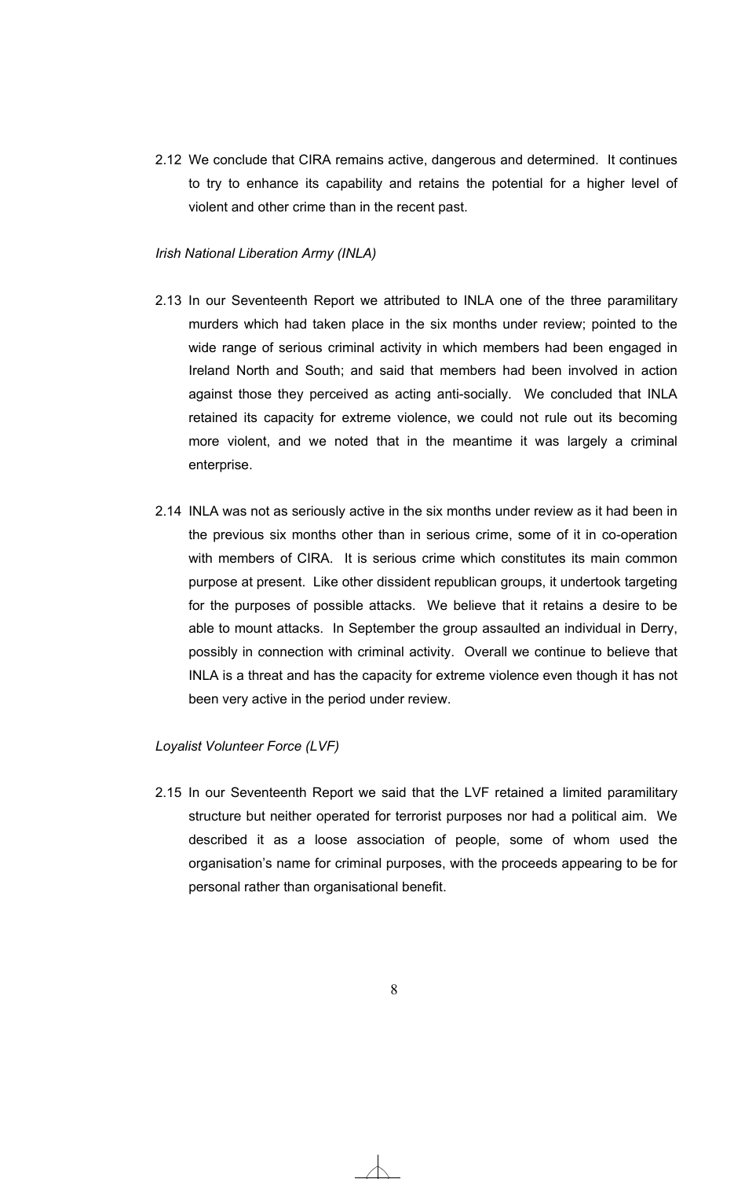2.12 We conclude that CIRA remains active, dangerous and determined. It continues to try to enhance its capability and retains the potential for a higher level of violent and other crime than in the recent past.

*Irish National Liberation Army (INLA)*

2.13 In our Seventeenth Report we attributed to INLA one of the three paramilitary murders which had taken place in the six months under review; pointed to the wide range of serious criminal activity in which members had been engaged in Ireland North and South; and said that members had been involved in action against those they perceived as acting anti-socially. We concluded that INLA retained its capacity for extreme violence, we could not rule out its becoming more violent, and we noted that in the meantime it was largely a criminal enterprise.

2.14 INLA was not as seriously active in the six months under review as it had been in the previous six months other than in serious crime, some of it in co-operation with members of CIRA. It is serious crime which constitutes its main common purpose at present. Like other dissident republican groups, it undertook targeting for the purposes of possible attacks. We believe that it retains a desire to be able to mount attacks. In September the group assaulted an individual in Derry, possibly in connection with criminal activity. Overall we continue to believe that INLA is a threat and has the capacity for extreme violence even though it has not been very active in the period under review.

*Loyalist Volunteer Force (LVF)*

2.15 In our Seventeenth Report we said that the LVF retained a limited paramilitary structure but neither operated for terrorist purposes nor had a political aim. We described it as a loose association of people, some of whom used the organisation's name for criminal purposes, with the proceeds appearing to be for personal rather than organisational benefit.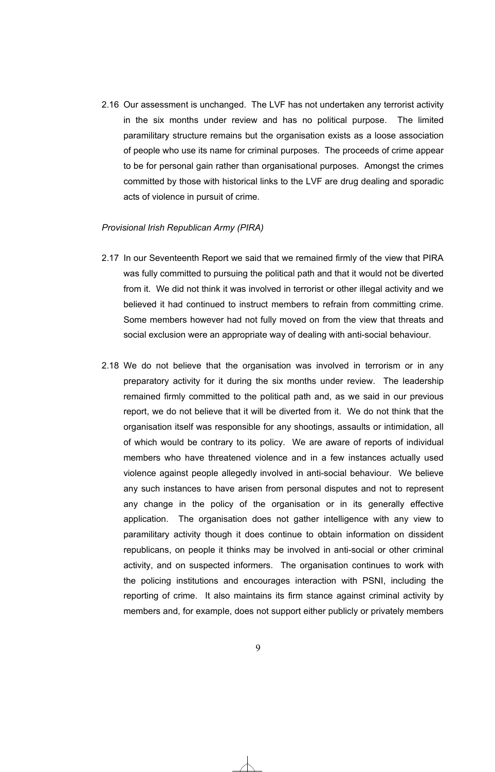2.16 Our assessment is unchanged. The LVF has not undertaken any terrorist activity in the six months under review and has no political purpose. The limited paramilitary structure remains but the organisation exists as a loose association of people who use its name for criminal purposes. The proceeds of crime appear to be for personal gain rather than organisational purposes. Amongst the crimes committed by those with historical links to the LVF are drug dealing and sporadic acts of violence in pursuit of crime.

*Provisional Irish Republican Army (PIRA)*

2.17 In our Seventeenth Report we said that we remained firmly of the view that PIRA was fully committed to pursuing the political path and that it would not be diverted from it. We did not think it was involved in terrorist or other illegal activity and we believed it had continued to instruct members to refrain from committing crime. Some members however had not fully moved on from the view that threats and social exclusion were an appropriate way of dealing with anti-social behaviour.

2.18 We do not believe that the organisation was involved in terrorism or in any preparatory activity for it during the six months under review. The leadership remained firmly committed to the political path and, as we said in our previous report, we do not believe that it will be diverted from it. We do not think that the organisation itself was responsible for any shootings, assaults or intimidation, all of which would be contrary to its policy. We are aware of reports of individual members who have threatened violence and in a few instances actually used violence against people allegedly involved in anti-social behaviour. We believe any such instances to have arisen from personal disputes and not to represent any change in the policy of the organisation or in its generally effective application. The organisation does not gather intelligence with any view to paramilitary activity though it does continue to obtain information on dissident republicans, on people it thinks may be involved in anti-social or other criminal activity, and on suspected informers. The organisation continues to work with the policing institutions and encourages interaction with PSNI, including the reporting of crime. It also maintains its firm stance against criminal activity by members and, for example, does not support either publicly or privately members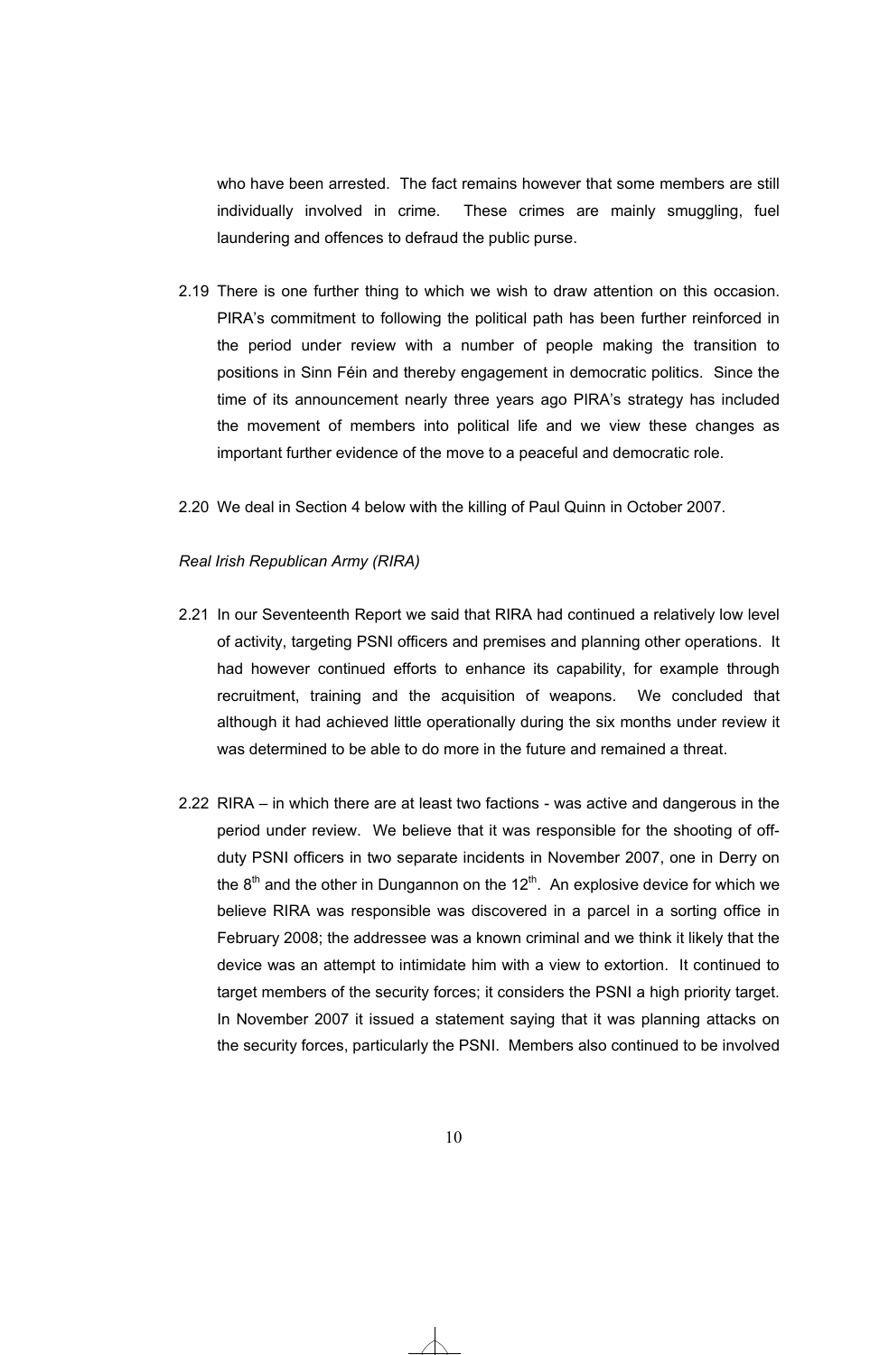who have been arrested. The fact remains however that some members are still individually involved in crime. These crimes are mainly smuggling, fuel laundering and offences to defraud the public purse.

2.19 There is one further thing to which we wish to draw attention on this occasion. PIRA's commitment to following the political path has been further reinforced in the period under review with a number of people making the transition to positions in Sinn Féin and thereby engagement in democratic politics. Since the time of its announcement nearly three years ago PIRA's strategy has included the movement of members into political life and we view these changes as important further evidence of the move to a peaceful and democratic role.

2.20 We deal in Section 4 below with the killing of Paul Quinn in October 2007.

*Real Irish Republican Army (RIRA)*

2.21 In our Seventeenth Report we said that RIRA had continued a relatively low level of activity, targeting PSNI officers and premises and planning other operations. It had however continued efforts to enhance its capability, for example through recruitment, training and the acquisition of weapons. We concluded that although it had achieved little operationally during the six months under review it was determined to be able to do more in the future and remained a threat.

2.22 RIRA – in which there are at least two factions - was active and dangerous in the period under review. We believe that it was responsible for the shooting of off-duty PSNI officers in two separate incidents in November 2007, one in Derry on the 8th and the other in Dungannon on the 12th. An explosive device for which we believe RIRA was responsible was discovered in a parcel in a sorting office in February 2008; the addressee was a known criminal and we think it likely that the device was an attempt to intimidate him with a view to extortion. It continued to target members of the security forces; it considers the PSNI a high priority target. In November 2007 it issued a statement saying that it was planning attacks on the security forces, particularly the PSNI. Members also continued to be involved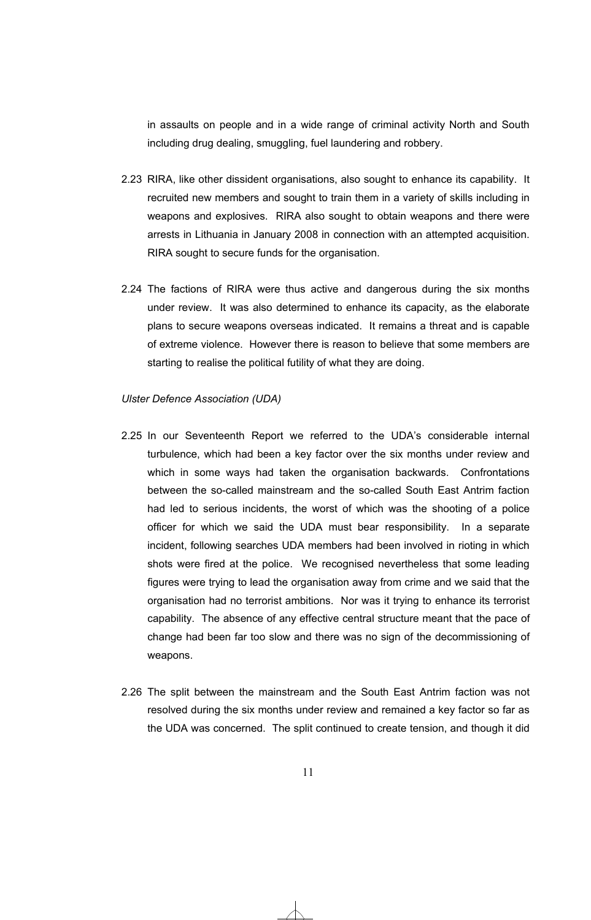in assaults on people and in a wide range of criminal activity North and South including drug dealing, smuggling, fuel laundering and robbery.

2.23 RIRA, like other dissident organisations, also sought to enhance its capability. It recruited new members and sought to train them in a variety of skills including in weapons and explosives. RIRA also sought to obtain weapons and there were arrests in Lithuania in January 2008 in connection with an attempted acquisition. RIRA sought to secure funds for the organisation.

2.24 The factions of RIRA were thus active and dangerous during the six months under review. It was also determined to enhance its capacity, as the elaborate plans to secure weapons overseas indicated. It remains a threat and is capable of extreme violence. However there is reason to believe that some members are starting to realise the political futility of what they are doing.

*Ulster Defence Association (UDA)*

2.25 In our Seventeenth Report we referred to the UDA's considerable internal turbulence, which had been a key factor over the six months under review and which in some ways had taken the organisation backwards. Confrontations between the so-called mainstream and the so-called South East Antrim faction had led to serious incidents, the worst of which was the shooting of a police officer for which we said the UDA must bear responsibility. In a separate incident, following searches UDA members had been involved in rioting in which shots were fired at the police. We recognised nevertheless that some leading figures were trying to lead the organisation away from crime and we said that the organisation had no terrorist ambitions. Nor was it trying to enhance its terrorist capability. The absence of any effective central structure meant that the pace of change had been far too slow and there was no sign of the decommissioning of weapons.

2.26 The split between the mainstream and the South East Antrim faction was not resolved during the six months under review and remained a key factor so far as the UDA was concerned. The split continued to create tension, and though it did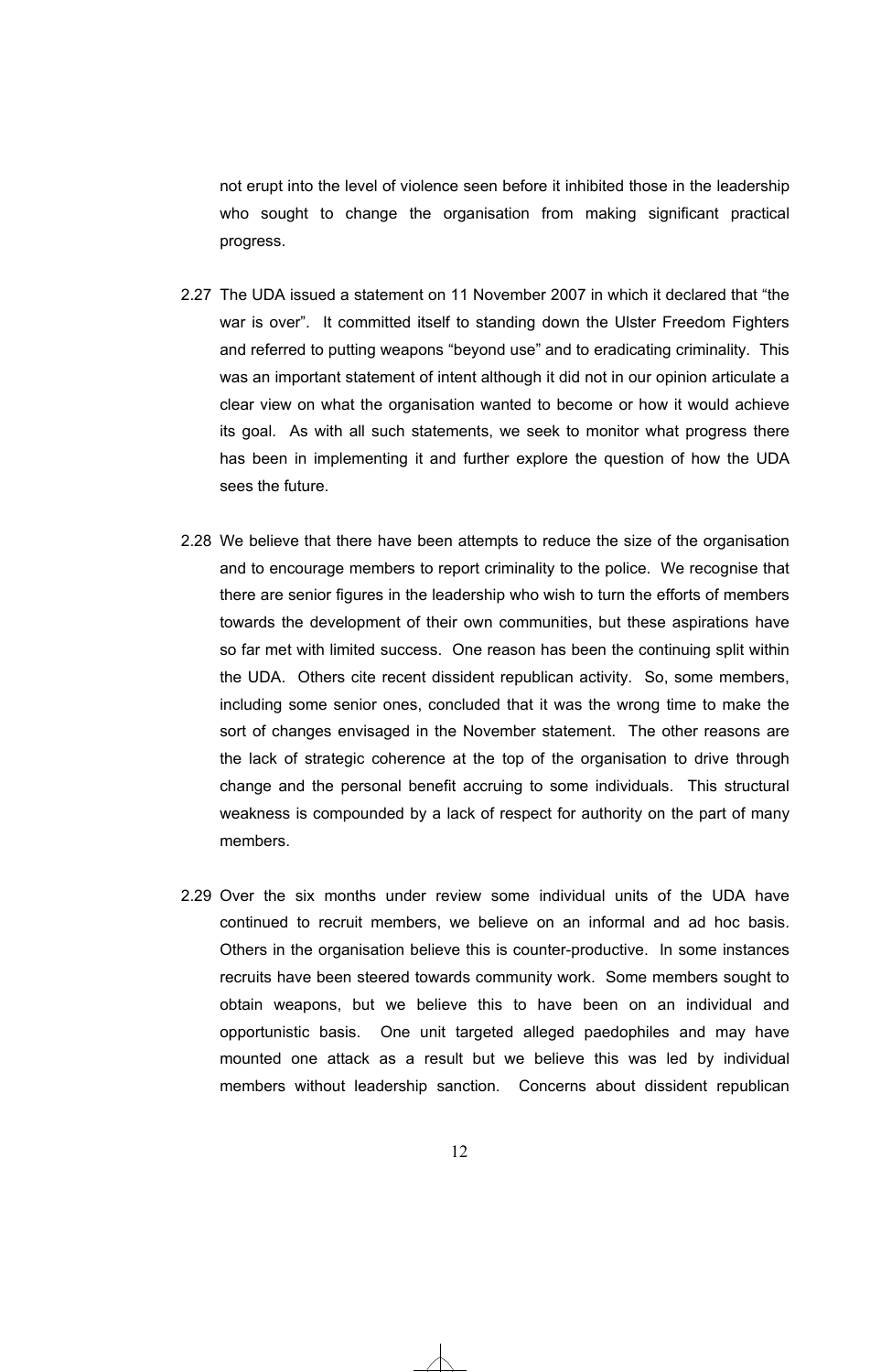not erupt into the level of violence seen before it inhibited those in the leadership who sought to change the organisation from making significant practical progress.

2.27 The UDA issued a statement on 11 November 2007 in which it declared that "the war is over". It committed itself to standing down the Ulster Freedom Fighters and referred to putting weapons "beyond use" and to eradicating criminality. This was an important statement of intent although it did not in our opinion articulate a clear view on what the organisation wanted to become or how it would achieve its goal. As with all such statements, we seek to monitor what progress there has been in implementing it and further explore the question of how the UDA sees the future.

2.28 We believe that there have been attempts to reduce the size of the organisation and to encourage members to report criminality to the police. We recognise that there are senior figures in the leadership who wish to turn the efforts of members towards the development of their own communities, but these aspirations have so far met with limited success. One reason has been the continuing split within the UDA. Others cite recent dissident republican activity. So, some members, including some senior ones, concluded that it was the wrong time to make the sort of changes envisaged in the November statement. The other reasons are the lack of strategic coherence at the top of the organisation to drive through change and the personal benefit accruing to some individuals. This structural weakness is compounded by a lack of respect for authority on the part of many members.

2.29 Over the six months under review some individual units of the UDA have continued to recruit members, we believe on an informal and ad hoc basis. Others in the organisation believe this is counter-productive. In some instances recruits have been steered towards community work. Some members sought to obtain weapons, but we believe this to have been on an individual and opportunistic basis. One unit targeted alleged paedophiles and may have mounted one attack as a result but we believe this was led by individual members without leadership sanction. Concerns about dissident republican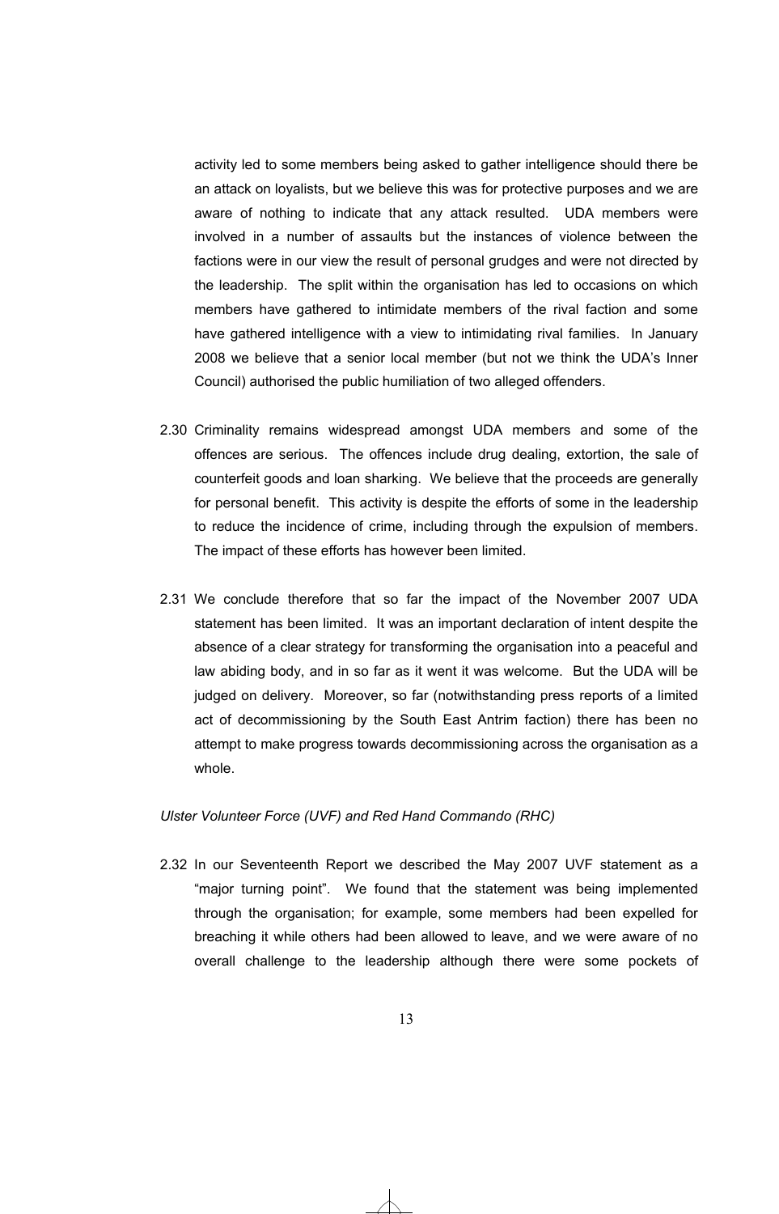activity led to some members being asked to gather intelligence should there be an attack on loyalists, but we believe this was for protective purposes and we are aware of nothing to indicate that any attack resulted. UDA members were involved in a number of assaults but the instances of violence between the factions were in our view the result of personal grudges and were not directed by the leadership. The split within the organisation has led to occasions on which members have gathered to intimidate members of the rival faction and some have gathered intelligence with a view to intimidating rival families. In January 2008 we believe that a senior local member (but not we think the UDA's Inner Council) authorised the public humiliation of two alleged offenders.

2.30 Criminality remains widespread amongst UDA members and some of the offences are serious. The offences include drug dealing, extortion, the sale of counterfeit goods and loan sharking. We believe that the proceeds are generally for personal benefit. This activity is despite the efforts of some in the leadership to reduce the incidence of crime, including through the expulsion of members. The impact of these efforts has however been limited.

2.31 We conclude therefore that so far the impact of the November 2007 UDA statement has been limited. It was an important declaration of intent despite the absence of a clear strategy for transforming the organisation into a peaceful and law abiding body, and in so far as it went it was welcome. But the UDA will be judged on delivery. Moreover, so far (notwithstanding press reports of a limited act of decommissioning by the South East Antrim faction) there has been no attempt to make progress towards decommissioning across the organisation as a whole.

*Ulster Volunteer Force (UVF) and Red Hand Commando (RHC)*

2.32 In our Seventeenth Report we described the May 2007 UVF statement as a "major turning point". We found that the statement was being implemented through the organisation; for example, some members had been expelled for breaching it while others had been allowed to leave, and we were aware of no overall challenge to the leadership although there were some pockets of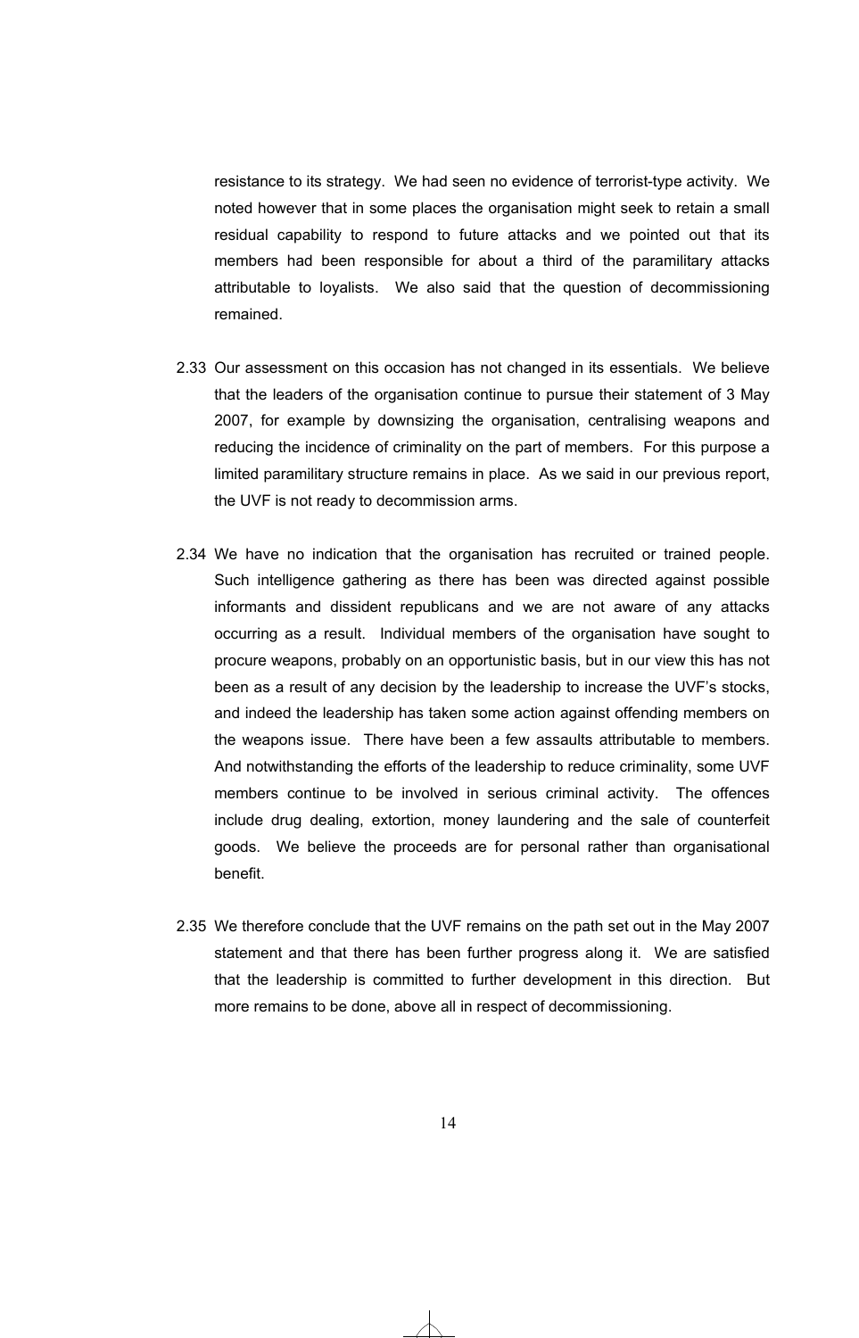resistance to its strategy. We had seen no evidence of terrorist-type activity. We noted however that in some places the organisation might seek to retain a small residual capability to respond to future attacks and we pointed out that its members had been responsible for about a third of the paramilitary attacks attributable to loyalists. We also said that the question of decommissioning remained.

2.33 Our assessment on this occasion has not changed in its essentials. We believe that the leaders of the organisation continue to pursue their statement of 3 May 2007, for example by downsizing the organisation, centralising weapons and reducing the incidence of criminality on the part of members. For this purpose a limited paramilitary structure remains in place. As we said in our previous report, the UVF is not ready to decommission arms.

2.34 We have no indication that the organisation has recruited or trained people. Such intelligence gathering as there has been was directed against possible informants and dissident republicans and we are not aware of any attacks occurring as a result. Individual members of the organisation have sought to procure weapons, probably on an opportunistic basis, but in our view this has not been as a result of any decision by the leadership to increase the UVF's stocks, and indeed the leadership has taken some action against offending members on the weapons issue. There have been a few assaults attributable to members. And notwithstanding the efforts of the leadership to reduce criminality, some UVF members continue to be involved in serious criminal activity. The offences include drug dealing, extortion, money laundering and the sale of counterfeit goods. We believe the proceeds are for personal rather than organisational benefit.

2.35 We therefore conclude that the UVF remains on the path set out in the May 2007 statement and that there has been further progress along it. We are satisfied that the leadership is committed to further development in this direction. But more remains to be done, above all in respect of decommissioning.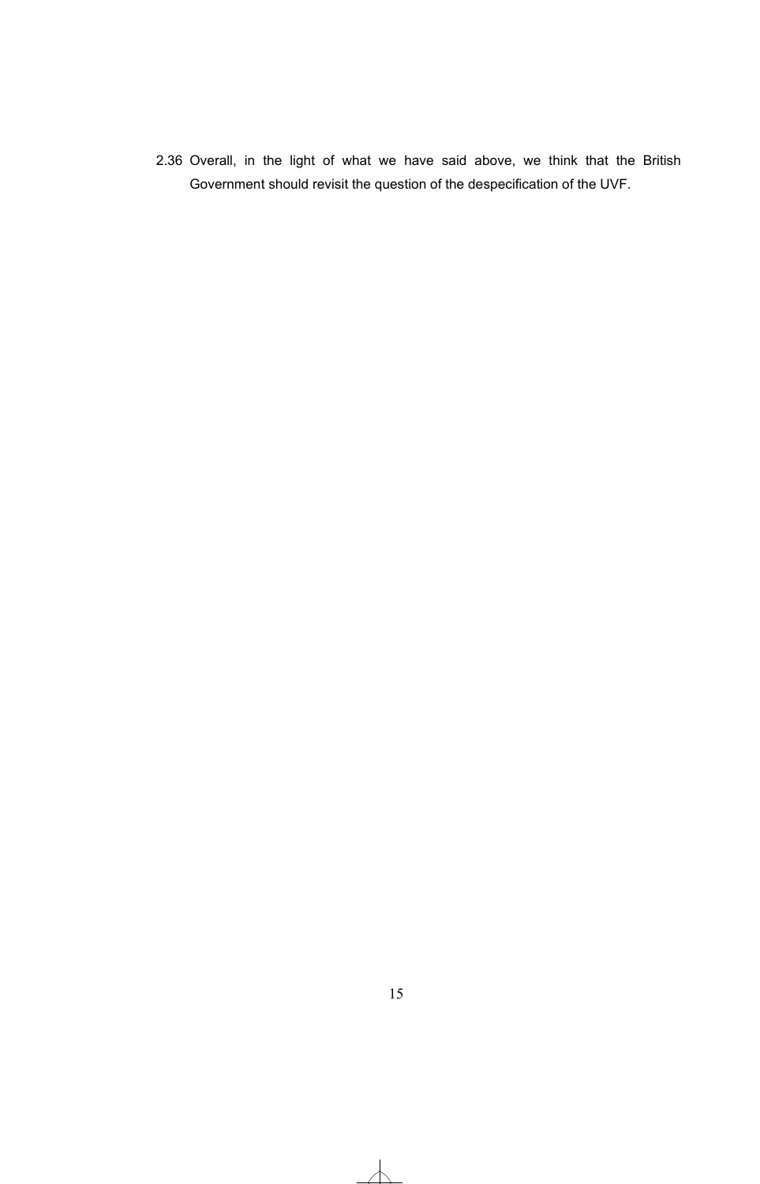2.36 Overall, in the light of what we have said above, we think that the British Government should revisit the question of the despecification of the UVF.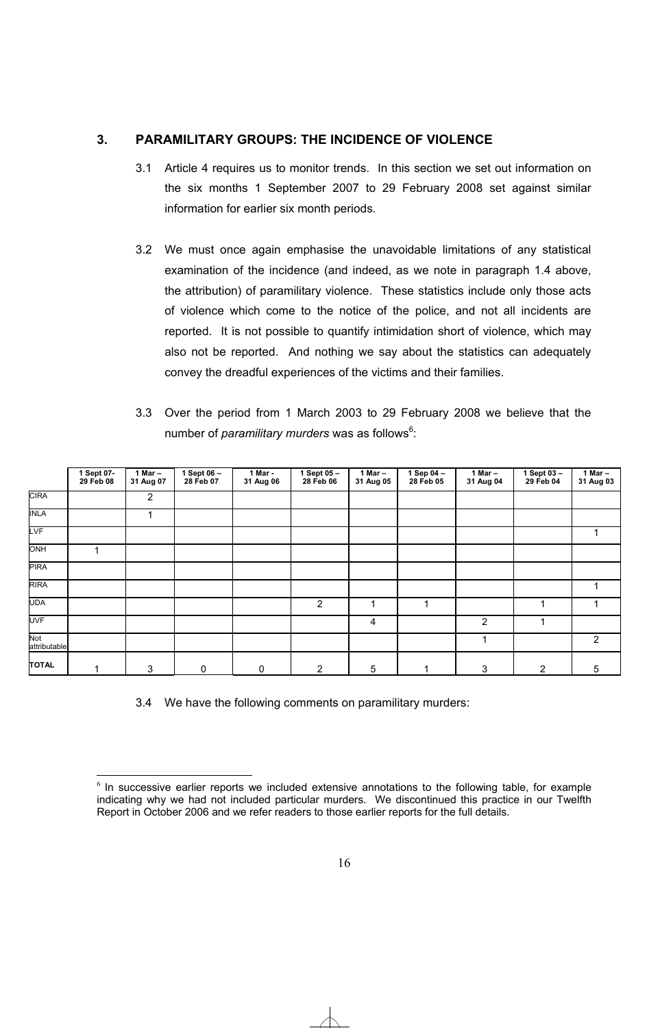## 3. PARAMILITARY GROUPS: THE INCIDENCE OF VIOLENCE

3.1 Article 4 requires us to monitor trends. In this section we set out information on the six months 1 September 2007 to 29 February 2008 set against similar information for earlier six month periods.

3.2 We must once again emphasise the unavoidable limitations of any statistical examination of the incidence (and indeed, as we note in paragraph 1.4 above, the attribution) of paramilitary violence. These statistics include only those acts of violence which come to the notice of the police, and not all incidents are reported. It is not possible to quantify intimidation short of violence, which may also not be reported. And nothing we say about the statistics can adequately convey the dreadful experiences of the victims and their families.

3.3 Over the period from 1 March 2003 to 29 February 2008 we believe that the number of *paramilitary murders* was as follows[6]:

| | 1 Sept 07-29 Feb 08 | 1 Mar – 31 Aug 07 | 1 Sept 06 – 28 Feb 07 | 1 Mar - 31 Aug 06 | 1 Sept 05 – 28 Feb 06 | 1 Mar – 31 Aug 05 | 1 Sep 04 – 28 Feb 05 | 1 Mar – 31 Aug 04 | 1 Sept 03 – 29 Feb 04 | 1 Mar – 31 Aug 03 |
|---|---|---|---|---|---|---|---|---|---|---|
| CIRA | | 2 | | | | | | | | |
| INLA | | 1 | | | | | | | | |
| LVF | | | | | | | | | | 1 |
| ONH | 1 | | | | | | | | | |
| PIRA | | | | | | | | | | |
| RIRA | | | | | | | | | | 1 |
| UDA | | | | | 2 | 1 | 1 | | 1 | 1 |
| UVF | | | | | | 4 | | 2 | 1 | |
| Not attributable | | | | | | | | 1 | | 2 |
| **TOTAL** | 1 | 3 | 0 | 0 | 2 | 5 | 1 | 3 | 2 | 5 |

3.4 We have the following comments on paramilitary murders:

[6] In successive earlier reports we included extensive annotations to the following table, for example indicating why we had not included particular murders. We discontinued this practice in our Twelfth Report in October 2006 and we refer readers to those earlier reports for the full details.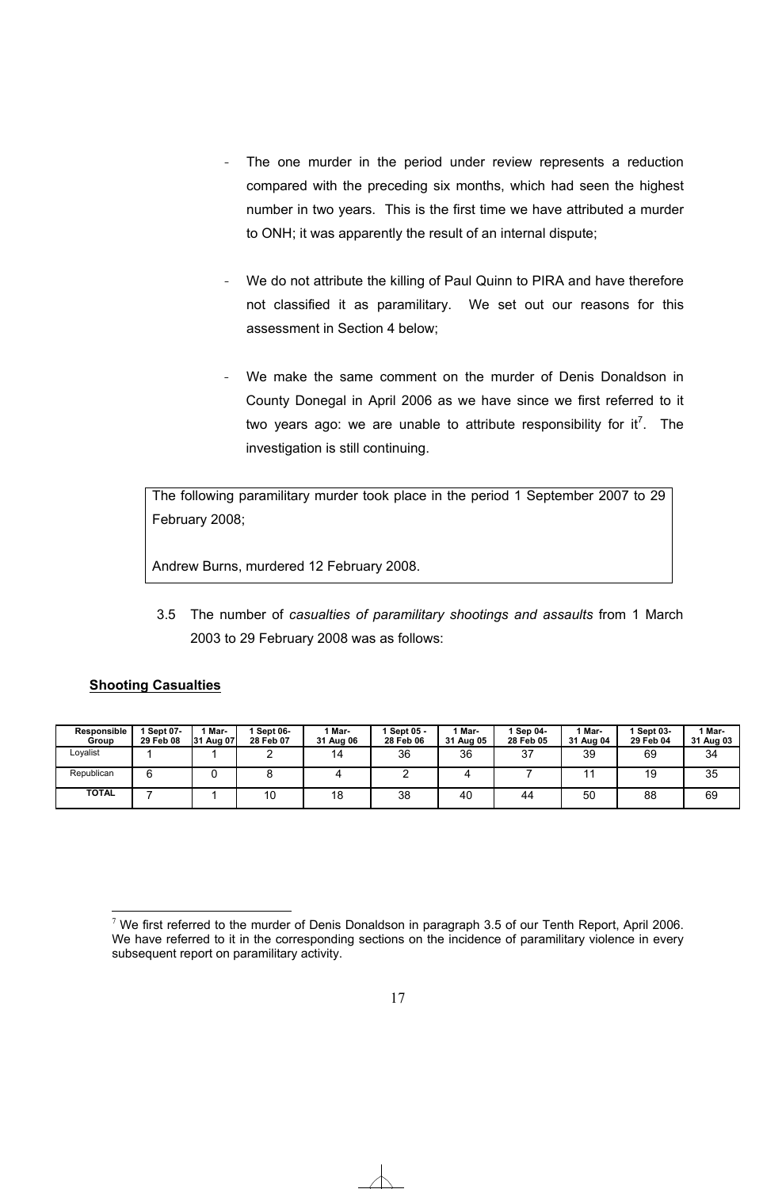- The one murder in the period under review represents a reduction compared with the preceding six months, which had seen the highest number in two years. This is the first time we have attributed a murder to ONH; it was apparently the result of an internal dispute;

- We do not attribute the killing of Paul Quinn to PIRA and have therefore not classified it as paramilitary. We set out our reasons for this assessment in Section 4 below;

- We make the same comment on the murder of Denis Donaldson in County Donegal in April 2006 as we have since we first referred to it two years ago: we are unable to attribute responsibility for it[7]. The investigation is still continuing.

> The following paramilitary murder took place in the period 1 September 2007 to 29 February 2008;
>
> Andrew Burns, murdered 12 February 2008.

3.5 The number of *casualties of paramilitary shootings and assaults* from 1 March 2003 to 29 February 2008 was as follows:

**Shooting Casualties**

| Responsible Group | 1 Sept 07-29 Feb 08 | 1 Mar-31 Aug 07 | 1 Sept 06-28 Feb 07 | 1 Mar-31 Aug 06 | 1 Sept 05 - 28 Feb 06 | 1 Mar-31 Aug 05 | 1 Sep 04-28 Feb 05 | 1 Mar-31 Aug 04 | 1 Sept 03-29 Feb 04 | 1 Mar-31 Aug 03 |
|---|---|---|---|---|---|---|---|---|---|---|
| Loyalist | 1 | 1 | 2 | 14 | 36 | 36 | 37 | 39 | 69 | 34 |
| Republican | 6 | 0 | 8 | 4 | 2 | 4 | 7 | 11 | 19 | 35 |
| TOTAL | 7 | 1 | 10 | 18 | 38 | 40 | 44 | 50 | 88 | 69 |

[7] We first referred to the murder of Denis Donaldson in paragraph 3.5 of our Tenth Report, April 2006. We have referred to it in the corresponding sections on the incidence of paramilitary violence in every subsequent report on paramilitary activity.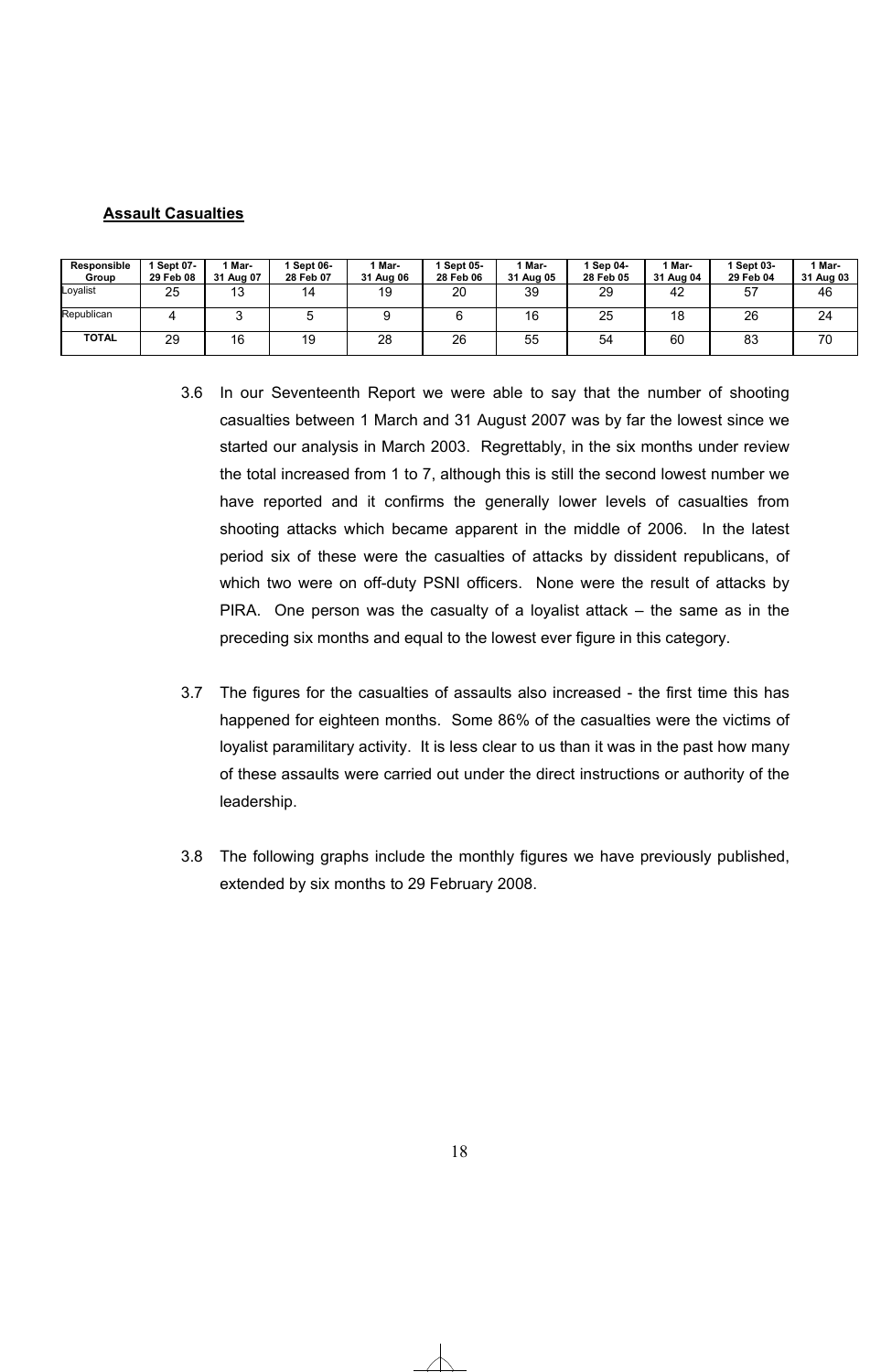**Assault Casualties**

| Responsible Group | 1 Sept 07-29 Feb 08 | 1 Mar-31 Aug 07 | 1 Sept 06-28 Feb 07 | 1 Mar-31 Aug 06 | 1 Sept 05-28 Feb 06 | 1 Mar-31 Aug 05 | 1 Sep 04-28 Feb 05 | 1 Mar-31 Aug 04 | 1 Sept 03-29 Feb 04 | 1 Mar-31 Aug 03 |
|---|---|---|---|---|---|---|---|---|---|---|
| Loyalist | 25 | 13 | 14 | 19 | 20 | 39 | 29 | 42 | 57 | 46 |
| Republican | 4 | 3 | 5 | 9 | 6 | 16 | 25 | 18 | 26 | 24 |
| **TOTAL** | 29 | 16 | 19 | 28 | 26 | 55 | 54 | 60 | 83 | 70 |

3.6 In our Seventeenth Report we were able to say that the number of shooting casualties between 1 March and 31 August 2007 was by far the lowest since we started our analysis in March 2003. Regrettably, in the six months under review the total increased from 1 to 7, although this is still the second lowest number we have reported and it confirms the generally lower levels of casualties from shooting attacks which became apparent in the middle of 2006. In the latest period six of these were the casualties of attacks by dissident republicans, of which two were on off-duty PSNI officers. None were the result of attacks by PIRA. One person was the casualty of a loyalist attack – the same as in the preceding six months and equal to the lowest ever figure in this category.

3.7 The figures for the casualties of assaults also increased - the first time this has happened for eighteen months. Some 86% of the casualties were the victims of loyalist paramilitary activity. It is less clear to us than it was in the past how many of these assaults were carried out under the direct instructions or authority of the leadership.

3.8 The following graphs include the monthly figures we have previously published, extended by six months to 29 February 2008.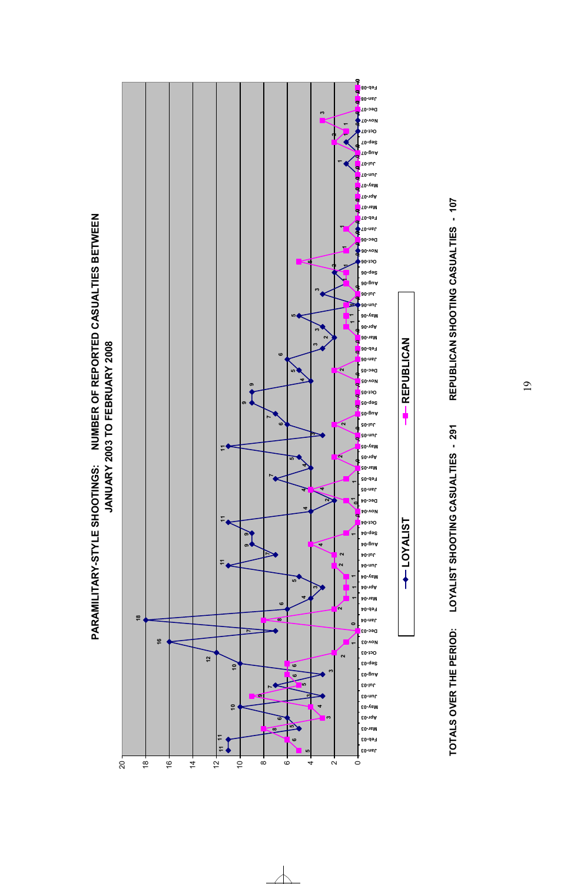# PARAMILITARY-STYLE SHOOTINGS: NUMBER OF REPORTED CASUALTIES BETWEEN JANUARY 2003 TO FEBRUARY 2008

| Month | Loyalist | Republican |
|---|---|---|
| Jan-03 | 11 | 5 |
| Feb-03 | 11 | 6 |
| Mar-03 | 5 | 8 |
| Apr-03 | 6 | 3 |
| May-03 | 10 | 4 |
| Jun-03 | 3 | 9 |
| Jul-03 | 7 | 5 |
| Aug-03 | 3 | 6 |
| Sep-03 | 10 | 6 |
| Oct-03 | 12 | 2 |
| Nov-03 | 16 | 1 |
| Dec-03 | 7 | 0 |
| Jan-04 | 18 | 8 |
| Feb-04 | 6 | 2 |
| Mar-04 | 4 | 1 |
| Apr-04 | 3 | 1 |
| May-04 | 5 | 1 |
| Jun-04 | 11 | 2 |
| Jul-04 | 7 | 2 |
| Aug-04 | 9 | 4 |
| Sep-04 | 9 | 1 |
| Oct-04 | 11 | 0 |
| Nov-04 | 4 | 0 |
| Dec-04 | 2 | 1 |
| Jan-05 | 4 | 4 |
| Feb-05 | 7 | 1 |
| Mar-05 | 4 | 0 |
| Apr-05 | 5 | 2 |
| May-05 | 11 | 0 |
| Jun-05 | 3 | 0 |
| Jul-05 | 6 | 2 |
| Aug-05 | 7 | 0 |
| Sep-05 | 9 | 0 |
| Oct-05 | 9 | 0 |
| Nov-05 | 4 | 0 |
| Dec-05 | 5 | 2 |
| Jan-06 | 6 | 0 |
| Feb-06 | 3 | 0 |
| Mar-06 | 2 | 0 |
| Apr-06 | 3 | 1 |
| May-06 | 5 | 1 |
| Jun-06 | 0 | 1 |
| Jul-06 | 3 | 0 |
| Aug-06 | 1 | 1 |
| Sep-06 | 2 | 1 |
| Oct-06 | 0 | 5 |
| Nov-06 | 0 | 1 |
| Dec-06 | 0 | 0 |
| Jan-07 | 0 | 1 |
| Feb-07 | 0 | 0 |
| Mar-07 | 0 | 0 |
| Apr-07 | 0 | 0 |
| May-07 | 0 | 0 |
| Jun-07 | 0 | 0 |
| Jul-07 | 1 | 0 |
| Aug-07 | 0 | 0 |
| Sep-07 | 1 | 2 |
| Oct-07 | 0 | 1 |
| Nov-07 | 0 | 3 |
| Dec-07 | 0 | 0 |
| Jan-08 | 0 | 0 |
| Feb-08 | 0 | 0 |

LOYALIST — REPUBLICAN

TOTALS OVER THE PERIOD: LOYALIST SHOOTING CASUALTIES - 291 REPUBLICAN SHOOTING CASUALTIES - 107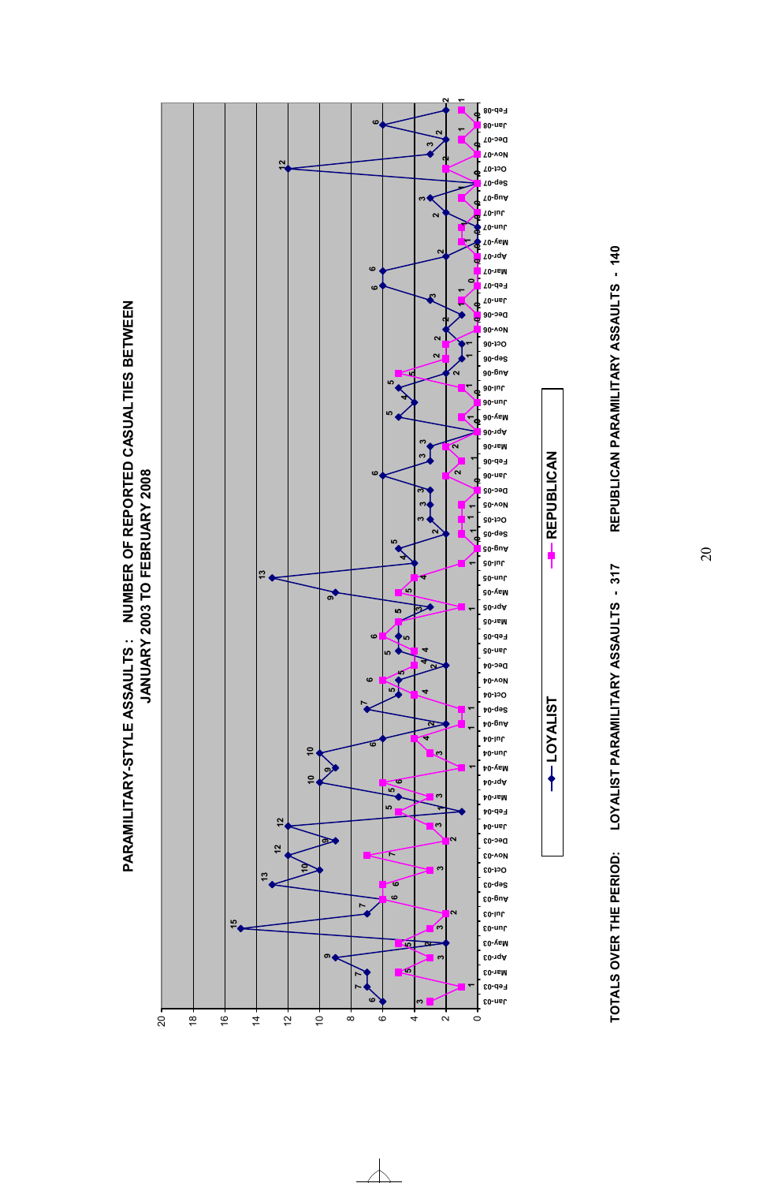## PARAMILITARY-STYLE ASSAULTS : NUMBER OF REPORTED CASUALTIES BETWEEN JANUARY 2003 TO FEBRUARY 2008

LOYALIST

REPUBLICAN

TOTALS OVER THE PERIOD: LOYALIST PARAMILITARY ASSAULTS - 317 REPUBLICAN PARAMILITARY ASSAULTS - 140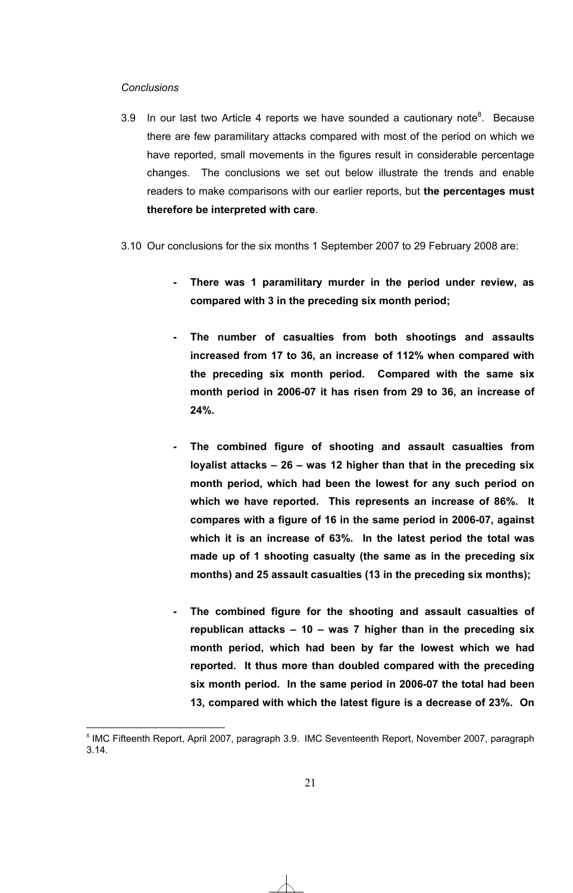*Conclusions*

3.9 In our last two Article 4 reports we have sounded a cautionary note[8]. Because there are few paramilitary attacks compared with most of the period on which we have reported, small movements in the figures result in considerable percentage changes. The conclusions we set out below illustrate the trends and enable readers to make comparisons with our earlier reports, but **the percentages must therefore be interpreted with care**.

3.10 Our conclusions for the six months 1 September 2007 to 29 February 2008 are:

- **There was 1 paramilitary murder in the period under review, as compared with 3 in the preceding six month period;**

- **The number of casualties from both shootings and assaults increased from 17 to 36, an increase of 112% when compared with the preceding six month period. Compared with the same six month period in 2006-07 it has risen from 29 to 36, an increase of 24%.**

- **The combined figure of shooting and assault casualties from loyalist attacks – 26 – was 12 higher than that in the preceding six month period, which had been the lowest for any such period on which we have reported. This represents an increase of 86%. It compares with a figure of 16 in the same period in 2006-07, against which it is an increase of 63%. In the latest period the total was made up of 1 shooting casualty (the same as in the preceding six months) and 25 assault casualties (13 in the preceding six months);**

- **The combined figure for the shooting and assault casualties of republican attacks – 10 – was 7 higher than in the preceding six month period, which had been by far the lowest which we had reported. It thus more than doubled compared with the preceding six month period. In the same period in 2006-07 the total had been 13, compared with which the latest figure is a decrease of 23%. On**

[8] IMC Fifteenth Report, April 2007, paragraph 3.9. IMC Seventeenth Report, November 2007, paragraph 3.14.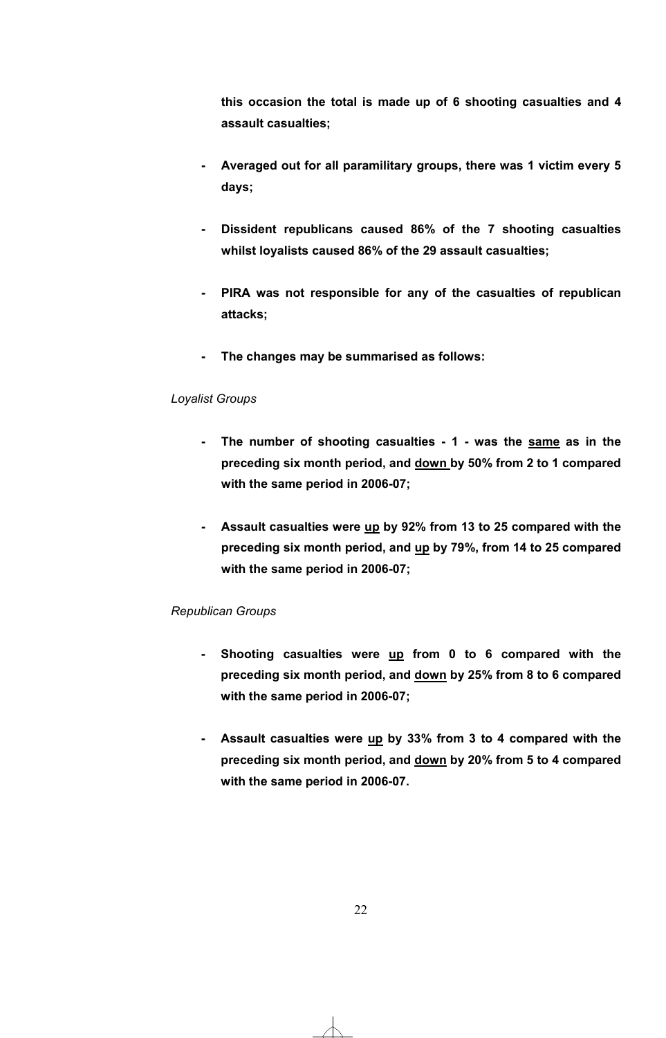**this occasion the total is made up of 6 shooting casualties and 4 assault casualties;**

- **Averaged out for all paramilitary groups, there was 1 victim every 5 days;**

- **Dissident republicans caused 86% of the 7 shooting casualties whilst loyalists caused 86% of the 29 assault casualties;**

- **PIRA was not responsible for any of the casualties of republican attacks;**

- **The changes may be summarised as follows:**

*Loyalist Groups*

- **The number of shooting casualties - 1 - was the <u>same</u> as in the preceding six month period, and <u>down</u> by 50% from 2 to 1 compared with the same period in 2006-07;**

- **Assault casualties were <u>up</u> by 92% from 13 to 25 compared with the preceding six month period, and <u>up</u> by 79%, from 14 to 25 compared with the same period in 2006-07;**

*Republican Groups*

- **Shooting casualties were <u>up</u> from 0 to 6 compared with the preceding six month period, and <u>down</u> by 25% from 8 to 6 compared with the same period in 2006-07;**

- **Assault casualties were <u>up</u> by 33% from 3 to 4 compared with the preceding six month period, and <u>down</u> by 20% from 5 to 4 compared with the same period in 2006-07.**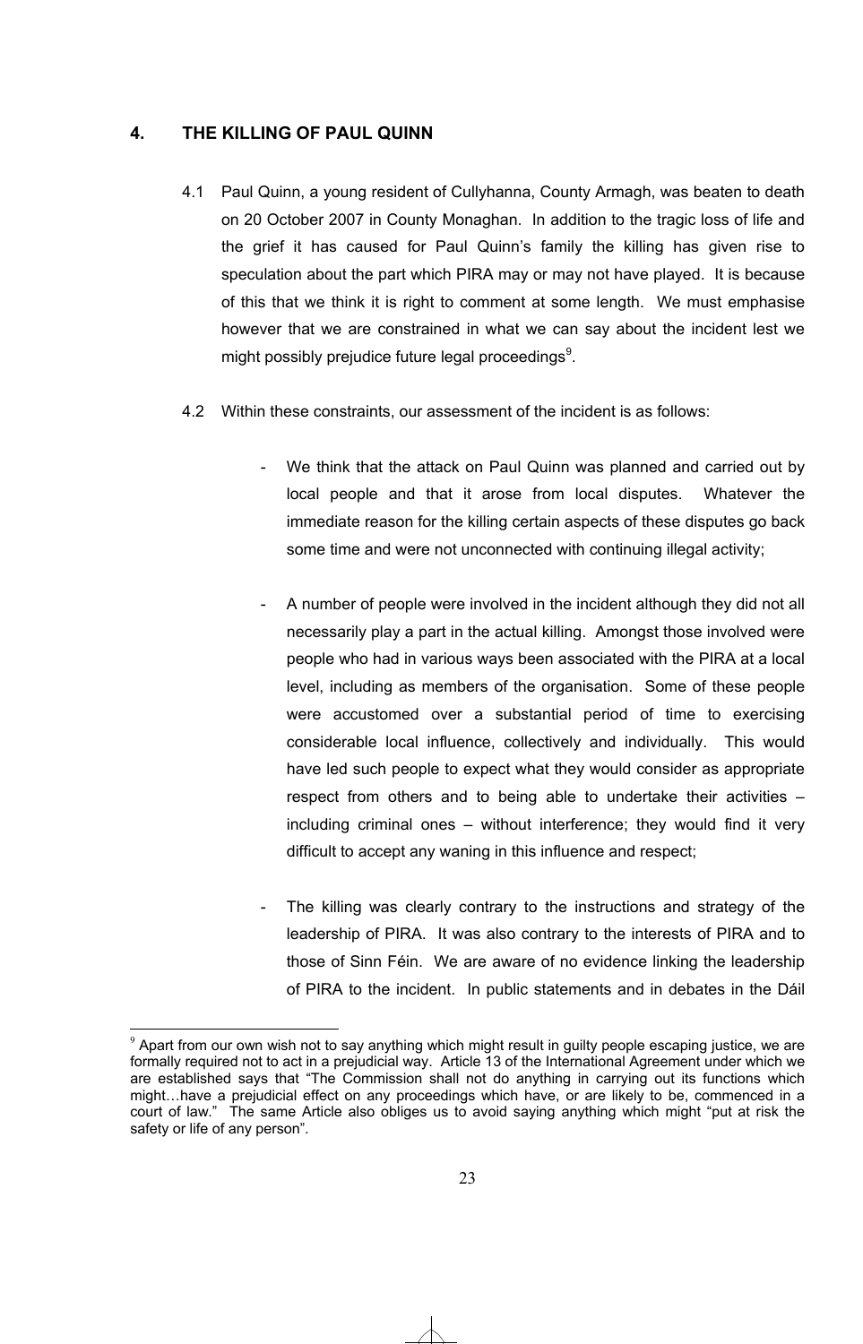## 4. THE KILLING OF PAUL QUINN

4.1 Paul Quinn, a young resident of Cullyhanna, County Armagh, was beaten to death on 20 October 2007 in County Monaghan. In addition to the tragic loss of life and the grief it has caused for Paul Quinn's family the killing has given rise to speculation about the part which PIRA may or may not have played. It is because of this that we think it is right to comment at some length. We must emphasise however that we are constrained in what we can say about the incident lest we might possibly prejudice future legal proceedings[9].

4.2 Within these constraints, our assessment of the incident is as follows:

- We think that the attack on Paul Quinn was planned and carried out by local people and that it arose from local disputes. Whatever the immediate reason for the killing certain aspects of these disputes go back some time and were not unconnected with continuing illegal activity;

- A number of people were involved in the incident although they did not all necessarily play a part in the actual killing. Amongst those involved were people who had in various ways been associated with the PIRA at a local level, including as members of the organisation. Some of these people were accustomed over a substantial period of time to exercising considerable local influence, collectively and individually. This would have led such people to expect what they would consider as appropriate respect from others and to being able to undertake their activities – including criminal ones – without interference; they would find it very difficult to accept any waning in this influence and respect;

- The killing was clearly contrary to the instructions and strategy of the leadership of PIRA. It was also contrary to the interests of PIRA and to those of Sinn Féin. We are aware of no evidence linking the leadership of PIRA to the incident. In public statements and in debates in the Dáil

[9] Apart from our own wish not to say anything which might result in guilty people escaping justice, we are formally required not to act in a prejudicial way. Article 13 of the International Agreement under which we are established says that "The Commission shall not do anything in carrying out its functions which might…have a prejudicial effect on any proceedings which have, or are likely to be, commenced in a court of law." The same Article also obliges us to avoid saying anything which might "put at risk the safety or life of any person".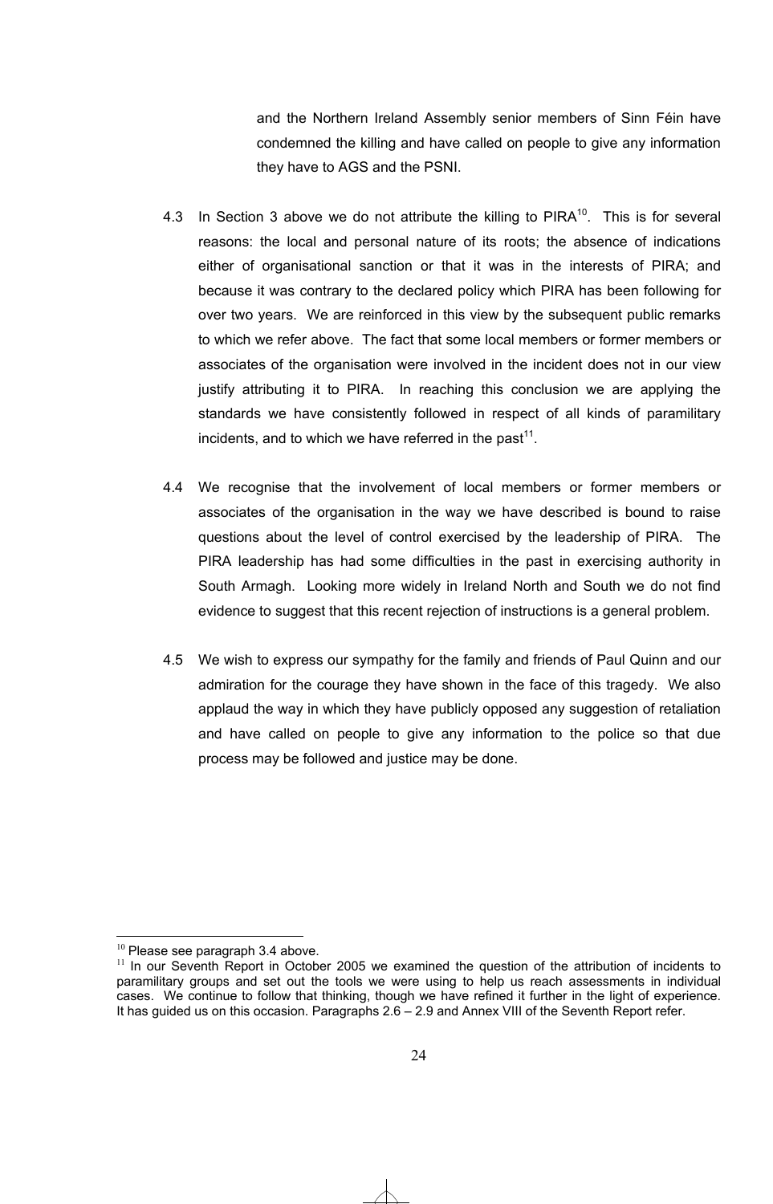and the Northern Ireland Assembly senior members of Sinn Féin have condemned the killing and have called on people to give any information they have to AGS and the PSNI.

4.3 In Section 3 above we do not attribute the killing to PIRA[10]. This is for several reasons: the local and personal nature of its roots; the absence of indications either of organisational sanction or that it was in the interests of PIRA; and because it was contrary to the declared policy which PIRA has been following for over two years. We are reinforced in this view by the subsequent public remarks to which we refer above. The fact that some local members or former members or associates of the organisation were involved in the incident does not in our view justify attributing it to PIRA. In reaching this conclusion we are applying the standards we have consistently followed in respect of all kinds of paramilitary incidents, and to which we have referred in the past[11].

4.4 We recognise that the involvement of local members or former members or associates of the organisation in the way we have described is bound to raise questions about the level of control exercised by the leadership of PIRA. The PIRA leadership has had some difficulties in the past in exercising authority in South Armagh. Looking more widely in Ireland North and South we do not find evidence to suggest that this recent rejection of instructions is a general problem.

4.5 We wish to express our sympathy for the family and friends of Paul Quinn and our admiration for the courage they have shown in the face of this tragedy. We also applaud the way in which they have publicly opposed any suggestion of retaliation and have called on people to give any information to the police so that due process may be followed and justice may be done.

---

[10] Please see paragraph 3.4 above.

[11] In our Seventh Report in October 2005 we examined the question of the attribution of incidents to paramilitary groups and set out the tools we were using to help us reach assessments in individual cases. We continue to follow that thinking, though we have refined it further in the light of experience. It has guided us on this occasion. Paragraphs 2.6 – 2.9 and Annex VIII of the Seventh Report refer.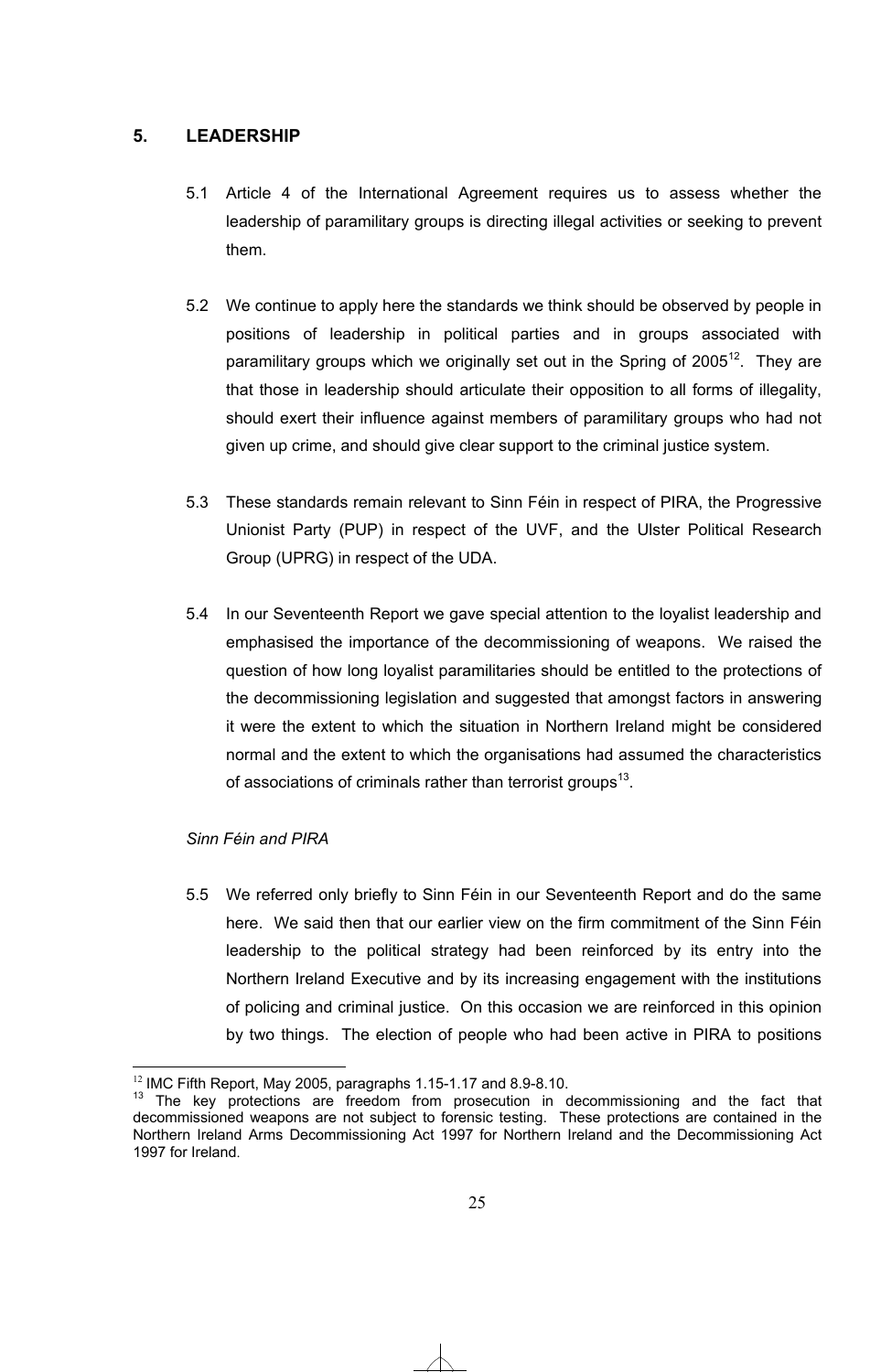## 5. LEADERSHIP

5.1 Article 4 of the International Agreement requires us to assess whether the leadership of paramilitary groups is directing illegal activities or seeking to prevent them.

5.2 We continue to apply here the standards we think should be observed by people in positions of leadership in political parties and in groups associated with paramilitary groups which we originally set out in the Spring of 2005[12]. They are that those in leadership should articulate their opposition to all forms of illegality, should exert their influence against members of paramilitary groups who had not given up crime, and should give clear support to the criminal justice system.

5.3 These standards remain relevant to Sinn Féin in respect of PIRA, the Progressive Unionist Party (PUP) in respect of the UVF, and the Ulster Political Research Group (UPRG) in respect of the UDA.

5.4 In our Seventeenth Report we gave special attention to the loyalist leadership and emphasised the importance of the decommissioning of weapons. We raised the question of how long loyalist paramilitaries should be entitled to the protections of the decommissioning legislation and suggested that amongst factors in answering it were the extent to which the situation in Northern Ireland might be considered normal and the extent to which the organisations had assumed the characteristics of associations of criminals rather than terrorist groups[13].

*Sinn Féin and PIRA*

5.5 We referred only briefly to Sinn Féin in our Seventeenth Report and do the same here. We said then that our earlier view on the firm commitment of the Sinn Féin leadership to the political strategy had been reinforced by its entry into the Northern Ireland Executive and by its increasing engagement with the institutions of policing and criminal justice. On this occasion we are reinforced in this opinion by two things. The election of people who had been active in PIRA to positions

---

[12] IMC Fifth Report, May 2005, paragraphs 1.15-1.17 and 8.9-8.10.

[13] The key protections are freedom from prosecution in decommissioning and the fact that decommissioned weapons are not subject to forensic testing. These protections are contained in the Northern Ireland Arms Decommissioning Act 1997 for Northern Ireland and the Decommissioning Act 1997 for Ireland.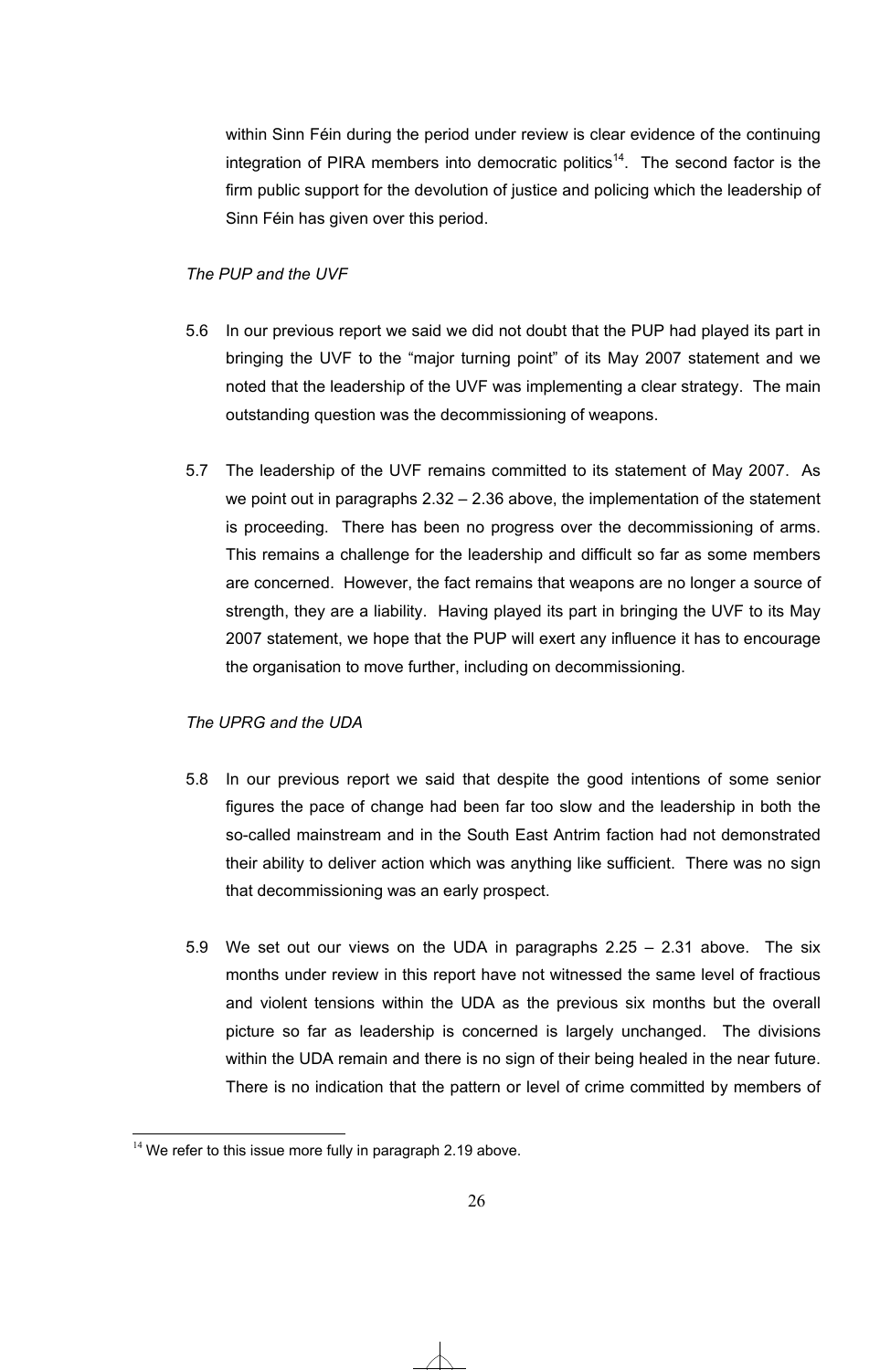within Sinn Féin during the period under review is clear evidence of the continuing integration of PIRA members into democratic politics[14]. The second factor is the firm public support for the devolution of justice and policing which the leadership of Sinn Féin has given over this period.

*The PUP and the UVF*

5.6 In our previous report we said we did not doubt that the PUP had played its part in bringing the UVF to the "major turning point" of its May 2007 statement and we noted that the leadership of the UVF was implementing a clear strategy. The main outstanding question was the decommissioning of weapons.

5.7 The leadership of the UVF remains committed to its statement of May 2007. As we point out in paragraphs 2.32 – 2.36 above, the implementation of the statement is proceeding. There has been no progress over the decommissioning of arms. This remains a challenge for the leadership and difficult so far as some members are concerned. However, the fact remains that weapons are no longer a source of strength, they are a liability. Having played its part in bringing the UVF to its May 2007 statement, we hope that the PUP will exert any influence it has to encourage the organisation to move further, including on decommissioning.

*The UPRG and the UDA*

5.8 In our previous report we said that despite the good intentions of some senior figures the pace of change had been far too slow and the leadership in both the so-called mainstream and in the South East Antrim faction had not demonstrated their ability to deliver action which was anything like sufficient. There was no sign that decommissioning was an early prospect.

5.9 We set out our views on the UDA in paragraphs 2.25 – 2.31 above. The six months under review in this report have not witnessed the same level of fractious and violent tensions within the UDA as the previous six months but the overall picture so far as leadership is concerned is largely unchanged. The divisions within the UDA remain and there is no sign of their being healed in the near future. There is no indication that the pattern or level of crime committed by members of

---

[14] We refer to this issue more fully in paragraph 2.19 above.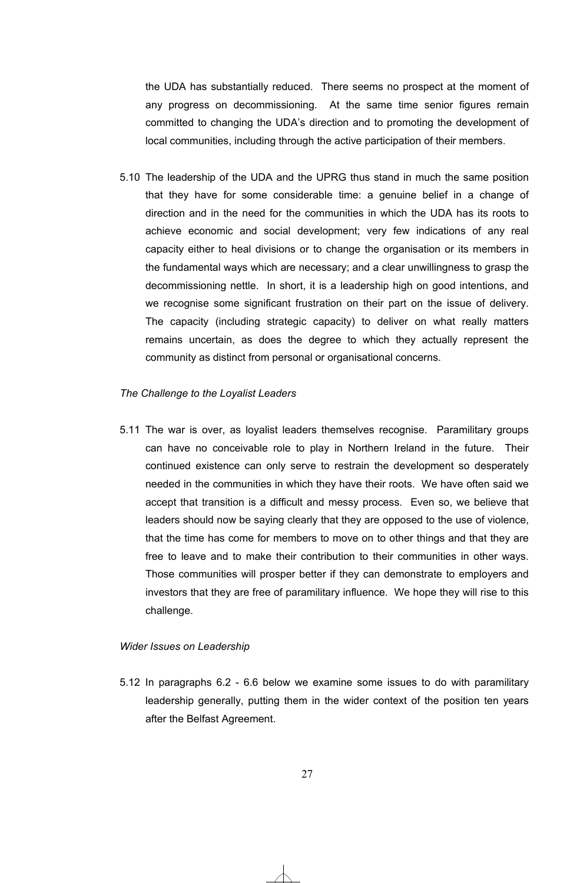the UDA has substantially reduced. There seems no prospect at the moment of any progress on decommissioning. At the same time senior figures remain committed to changing the UDA's direction and to promoting the development of local communities, including through the active participation of their members.

5.10 The leadership of the UDA and the UPRG thus stand in much the same position that they have for some considerable time: a genuine belief in a change of direction and in the need for the communities in which the UDA has its roots to achieve economic and social development; very few indications of any real capacity either to heal divisions or to change the organisation or its members in the fundamental ways which are necessary; and a clear unwillingness to grasp the decommissioning nettle. In short, it is a leadership high on good intentions, and we recognise some significant frustration on their part on the issue of delivery. The capacity (including strategic capacity) to deliver on what really matters remains uncertain, as does the degree to which they actually represent the community as distinct from personal or organisational concerns.

*The Challenge to the Loyalist Leaders*

5.11 The war is over, as loyalist leaders themselves recognise. Paramilitary groups can have no conceivable role to play in Northern Ireland in the future. Their continued existence can only serve to restrain the development so desperately needed in the communities in which they have their roots. We have often said we accept that transition is a difficult and messy process. Even so, we believe that leaders should now be saying clearly that they are opposed to the use of violence, that the time has come for members to move on to other things and that they are free to leave and to make their contribution to their communities in other ways. Those communities will prosper better if they can demonstrate to employers and investors that they are free of paramilitary influence. We hope they will rise to this challenge.

*Wider Issues on Leadership*

5.12 In paragraphs 6.2 - 6.6 below we examine some issues to do with paramilitary leadership generally, putting them in the wider context of the position ten years after the Belfast Agreement.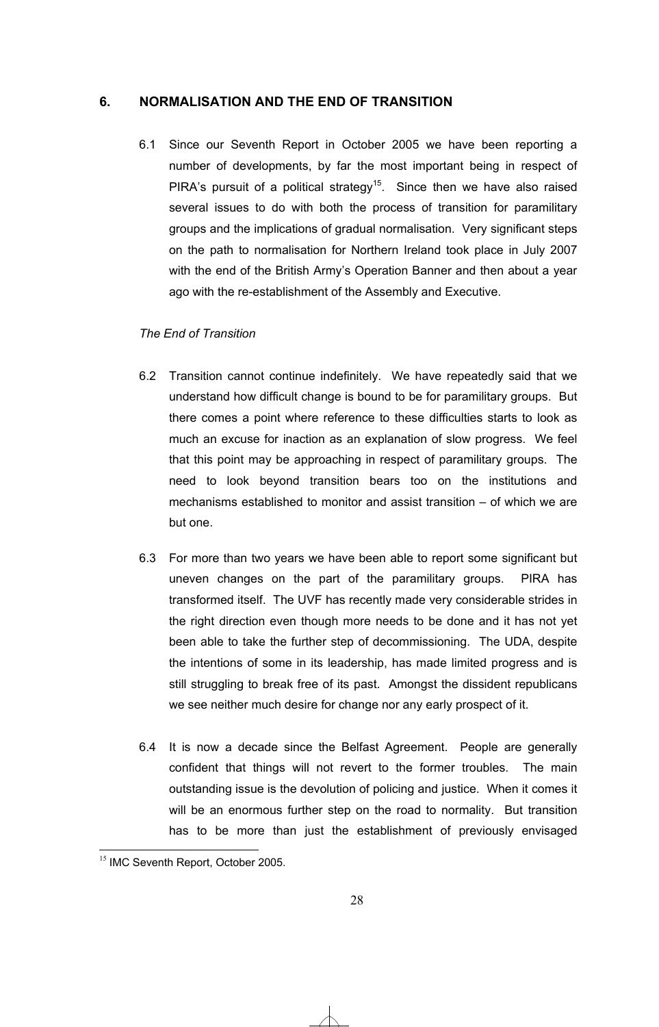## 6. NORMALISATION AND THE END OF TRANSITION

6.1 Since our Seventh Report in October 2005 we have been reporting a number of developments, by far the most important being in respect of PIRA's pursuit of a political strategy[15]. Since then we have also raised several issues to do with both the process of transition for paramilitary groups and the implications of gradual normalisation. Very significant steps on the path to normalisation for Northern Ireland took place in July 2007 with the end of the British Army's Operation Banner and then about a year ago with the re-establishment of the Assembly and Executive.

*The End of Transition*

6.2 Transition cannot continue indefinitely. We have repeatedly said that we understand how difficult change is bound to be for paramilitary groups. But there comes a point where reference to these difficulties starts to look as much an excuse for inaction as an explanation of slow progress. We feel that this point may be approaching in respect of paramilitary groups. The need to look beyond transition bears too on the institutions and mechanisms established to monitor and assist transition – of which we are but one.

6.3 For more than two years we have been able to report some significant but uneven changes on the part of the paramilitary groups. PIRA has transformed itself. The UVF has recently made very considerable strides in the right direction even though more needs to be done and it has not yet been able to take the further step of decommissioning. The UDA, despite the intentions of some in its leadership, has made limited progress and is still struggling to break free of its past. Amongst the dissident republicans we see neither much desire for change nor any early prospect of it.

6.4 It is now a decade since the Belfast Agreement. People are generally confident that things will not revert to the former troubles. The main outstanding issue is the devolution of policing and justice. When it comes it will be an enormous further step on the road to normality. But transition has to be more than just the establishment of previously envisaged

[15] IMC Seventh Report, October 2005.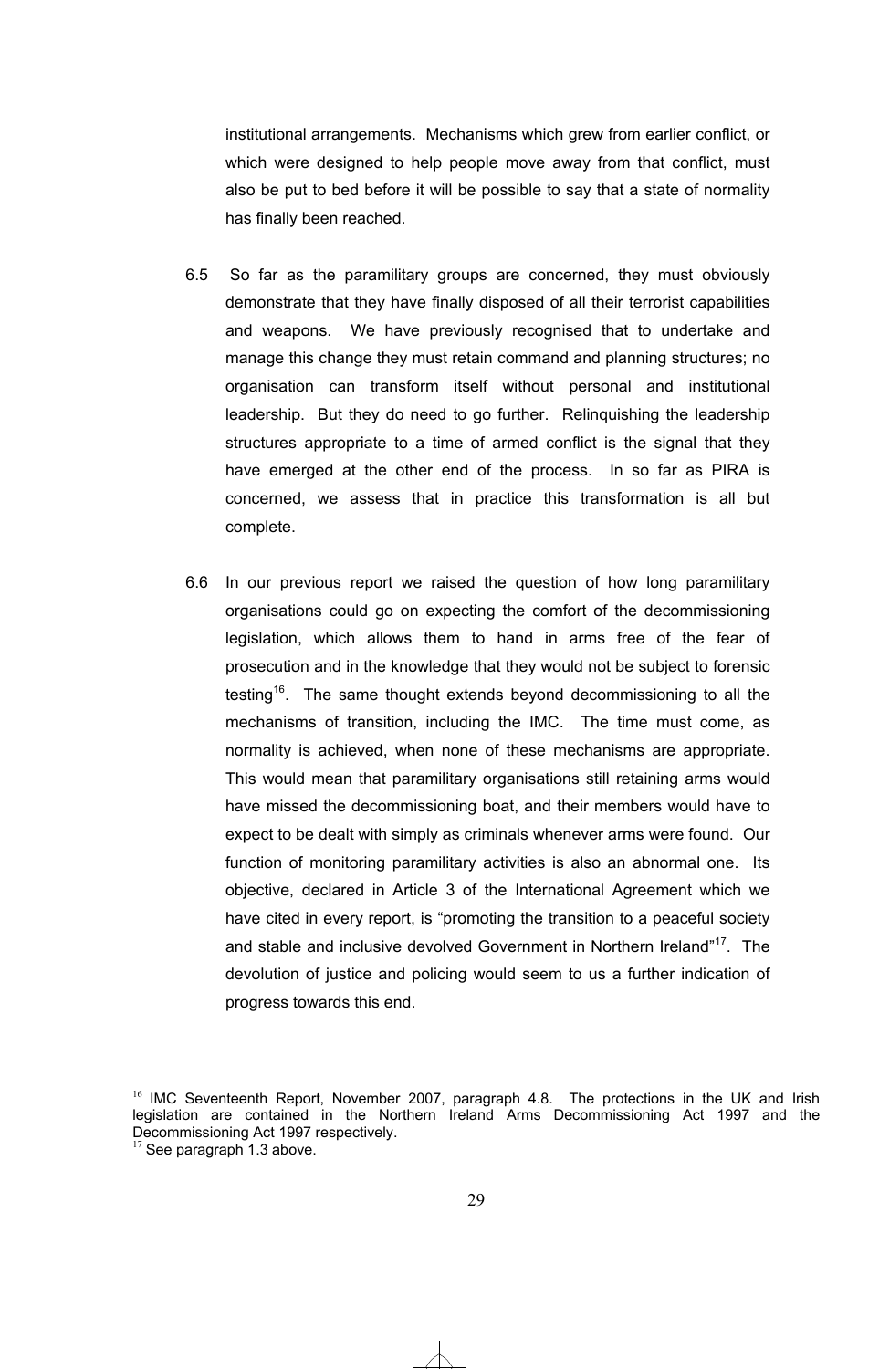institutional arrangements. Mechanisms which grew from earlier conflict, or which were designed to help people move away from that conflict, must also be put to bed before it will be possible to say that a state of normality has finally been reached.

6.5 So far as the paramilitary groups are concerned, they must obviously demonstrate that they have finally disposed of all their terrorist capabilities and weapons. We have previously recognised that to undertake and manage this change they must retain command and planning structures; no organisation can transform itself without personal and institutional leadership. But they do need to go further. Relinquishing the leadership structures appropriate to a time of armed conflict is the signal that they have emerged at the other end of the process. In so far as PIRA is concerned, we assess that in practice this transformation is all but complete.

6.6 In our previous report we raised the question of how long paramilitary organisations could go on expecting the comfort of the decommissioning legislation, which allows them to hand in arms free of the fear of prosecution and in the knowledge that they would not be subject to forensic testing[16]. The same thought extends beyond decommissioning to all the mechanisms of transition, including the IMC. The time must come, as normality is achieved, when none of these mechanisms are appropriate. This would mean that paramilitary organisations still retaining arms would have missed the decommissioning boat, and their members would have to expect to be dealt with simply as criminals whenever arms were found. Our function of monitoring paramilitary activities is also an abnormal one. Its objective, declared in Article 3 of the International Agreement which we have cited in every report, is "promoting the transition to a peaceful society and stable and inclusive devolved Government in Northern Ireland"[17]. The devolution of justice and policing would seem to us a further indication of progress towards this end.

---

[16] IMC Seventeenth Report, November 2007, paragraph 4.8. The protections in the UK and Irish legislation are contained in the Northern Ireland Arms Decommissioning Act 1997 and the Decommissioning Act 1997 respectively.

[17] See paragraph 1.3 above.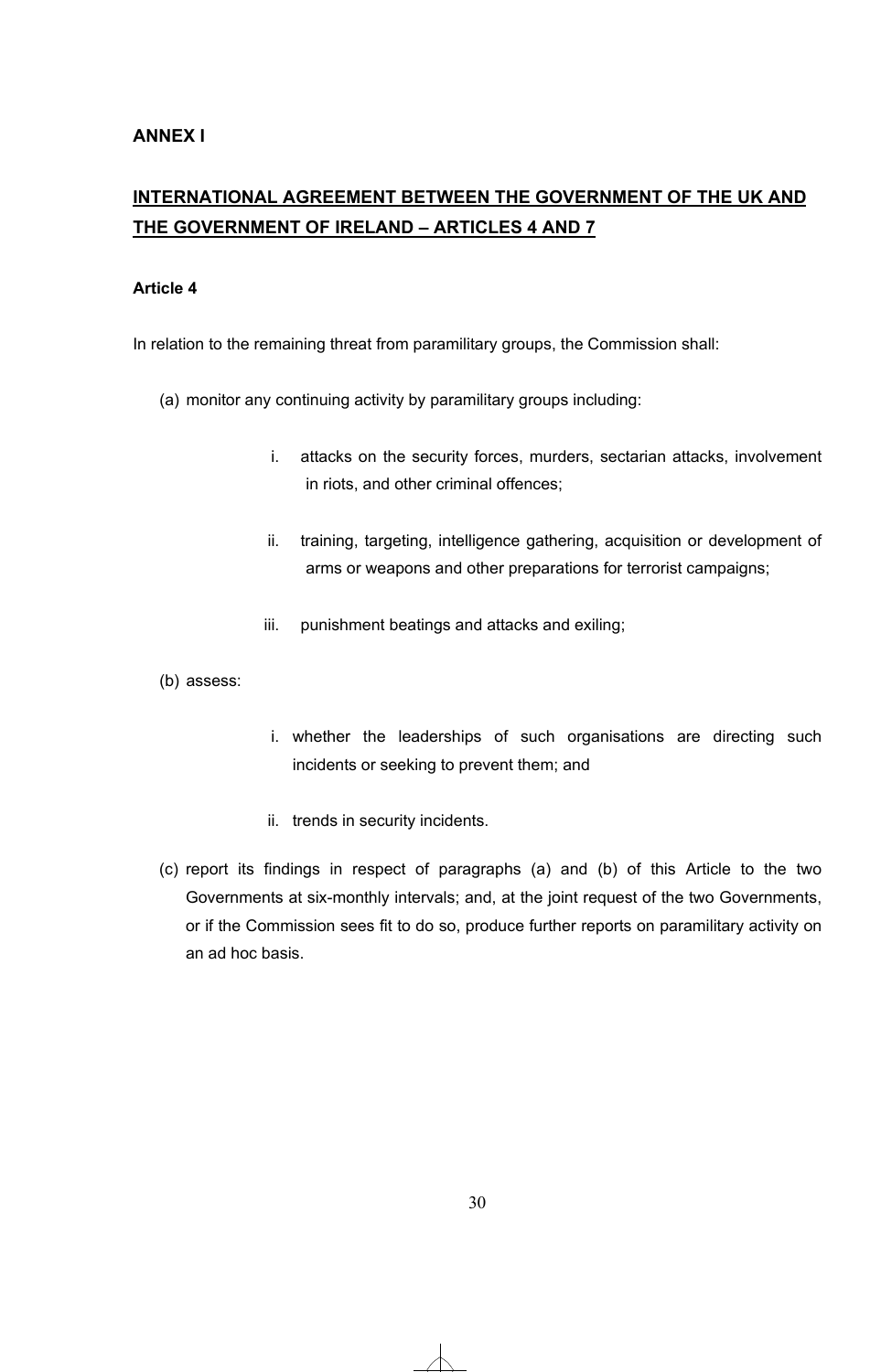**ANNEX I**

## INTERNATIONAL AGREEMENT BETWEEN THE GOVERNMENT OF THE UK AND THE GOVERNMENT OF IRELAND – ARTICLES 4 AND 7

### Article 4

In relation to the remaining threat from paramilitary groups, the Commission shall:

(a) monitor any continuing activity by paramilitary groups including:

- i. attacks on the security forces, murders, sectarian attacks, involvement in riots, and other criminal offences;
- ii. training, targeting, intelligence gathering, acquisition or development of arms or weapons and other preparations for terrorist campaigns;
- iii. punishment beatings and attacks and exiling;

(b) assess:

- i. whether the leaderships of such organisations are directing such incidents or seeking to prevent them; and
- ii. trends in security incidents.

(c) report its findings in respect of paragraphs (a) and (b) of this Article to the two Governments at six-monthly intervals; and, at the joint request of the two Governments, or if the Commission sees fit to do so, produce further reports on paramilitary activity on an ad hoc basis.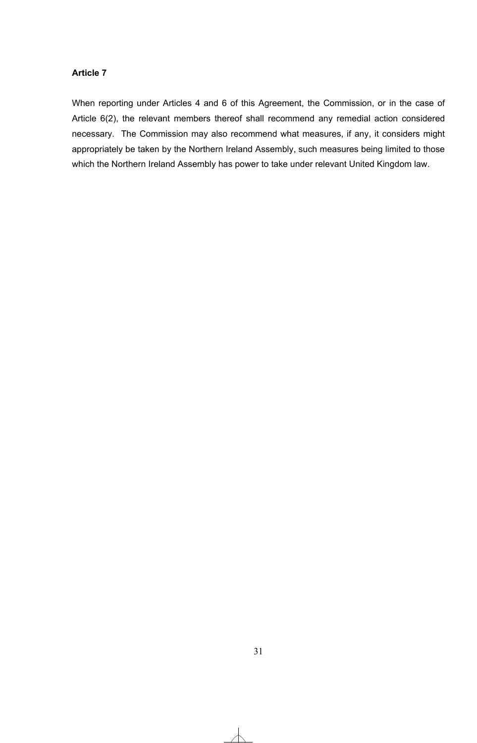**Article 7**

When reporting under Articles 4 and 6 of this Agreement, the Commission, or in the case of Article 6(2), the relevant members thereof shall recommend any remedial action considered necessary. The Commission may also recommend what measures, if any, it considers might appropriately be taken by the Northern Ireland Assembly, such measures being limited to those which the Northern Ireland Assembly has power to take under relevant United Kingdom law.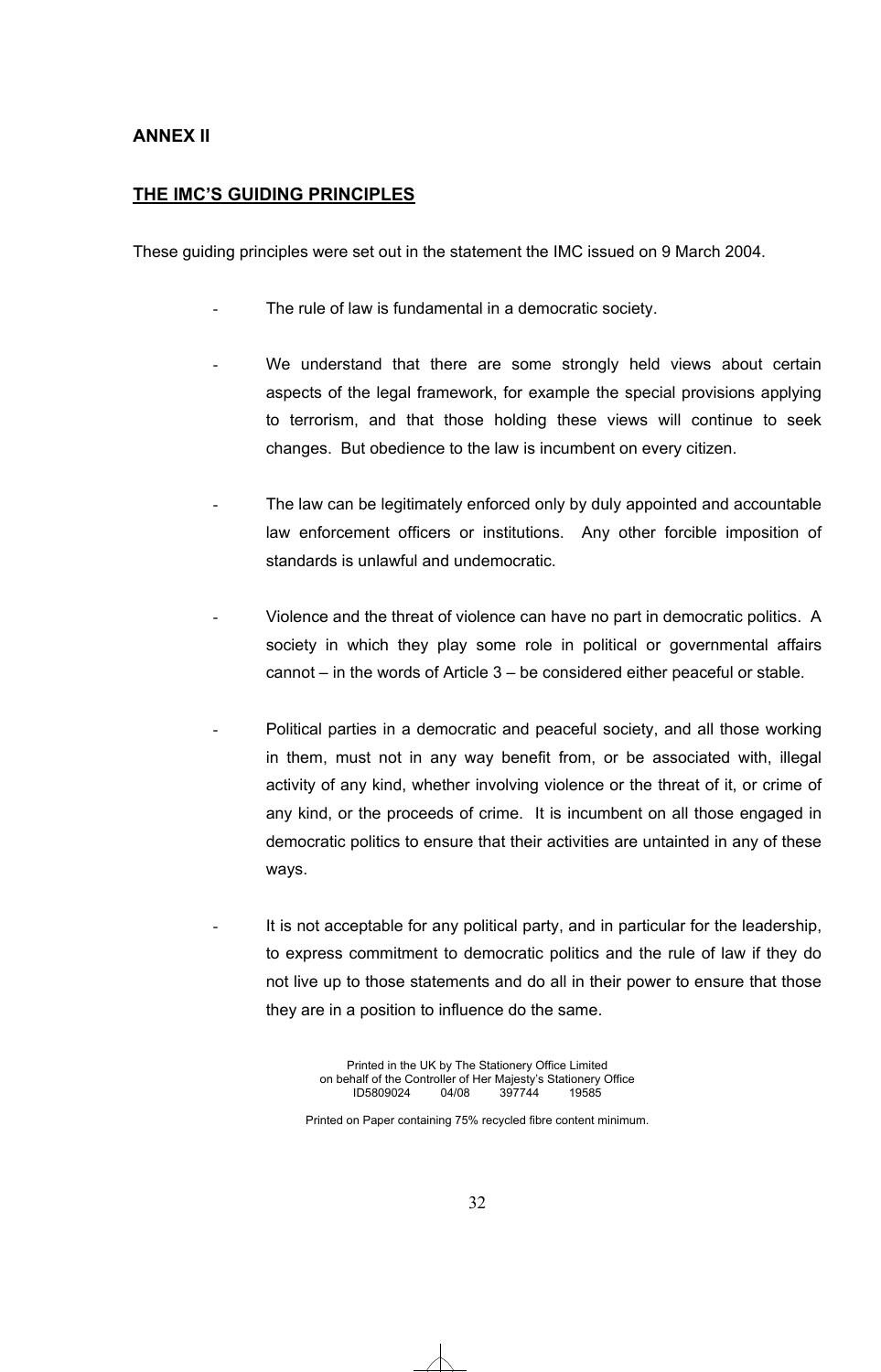# ANNEX II

## THE IMC'S GUIDING PRINCIPLES

These guiding principles were set out in the statement the IMC issued on 9 March 2004.

- The rule of law is fundamental in a democratic society.

- We understand that there are some strongly held views about certain aspects of the legal framework, for example the special provisions applying to terrorism, and that those holding these views will continue to seek changes. But obedience to the law is incumbent on every citizen.

- The law can be legitimately enforced only by duly appointed and accountable law enforcement officers or institutions. Any other forcible imposition of standards is unlawful and undemocratic.

- Violence and the threat of violence can have no part in democratic politics. A society in which they play some role in political or governmental affairs cannot – in the words of Article 3 – be considered either peaceful or stable.

- Political parties in a democratic and peaceful society, and all those working in them, must not in any way benefit from, or be associated with, illegal activity of any kind, whether involving violence or the threat of it, or crime of any kind, or the proceeds of crime. It is incumbent on all those engaged in democratic politics to ensure that their activities are untainted in any of these ways.

- It is not acceptable for any political party, and in particular for the leadership, to express commitment to democratic politics and the rule of law if they do not live up to those statements and do all in their power to ensure that those they are in a position to influence do the same.

Printed in the UK by The Stationery Office Limited
on behalf of the Controller of Her Majesty's Stationery Office
ID5809024 04/08 397744 19585

Printed on Paper containing 75% recycled fibre content minimum.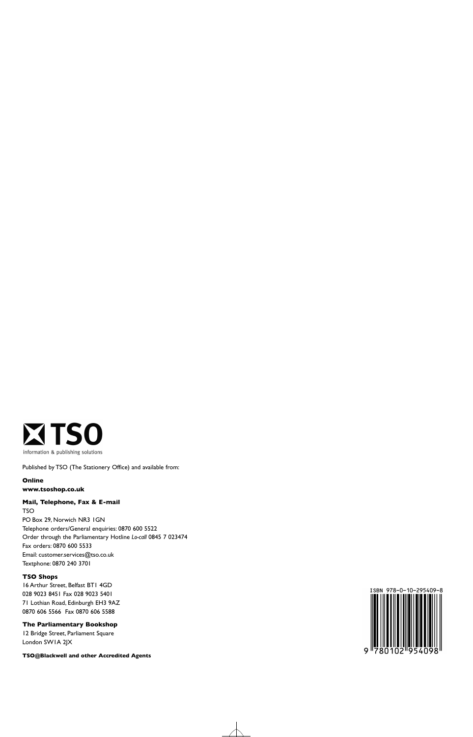TSO

information & publishing solutions

Published by TSO (The Stationery Office) and available from:

**Online**
**www.tsoshop.co.uk**

**Mail, Telephone, Fax & E-mail**
TSO
PO Box 29, Norwich NR3 1GN
Telephone orders/General enquiries: 0870 600 5522
Order through the Parliamentary Hotline *Lo-call* 0845 7 023474
Fax orders: 0870 600 5533
Email: customer.services@tso.co.uk
Textphone: 0870 240 3701

**TSO Shops**
16 Arthur Street, Belfast BT1 4GD
028 9023 8451 Fax 028 9023 5401
71 Lothian Road, Edinburgh EH3 9AZ
0870 606 5566 Fax 0870 606 5588

**The Parliamentary Bookshop**
12 Bridge Street, Parliament Square
London SW1A 2JX

**TSO@Blackwell and other Accredited Agents**

ISBN 978-0-10-295409-8

9 780102 954098